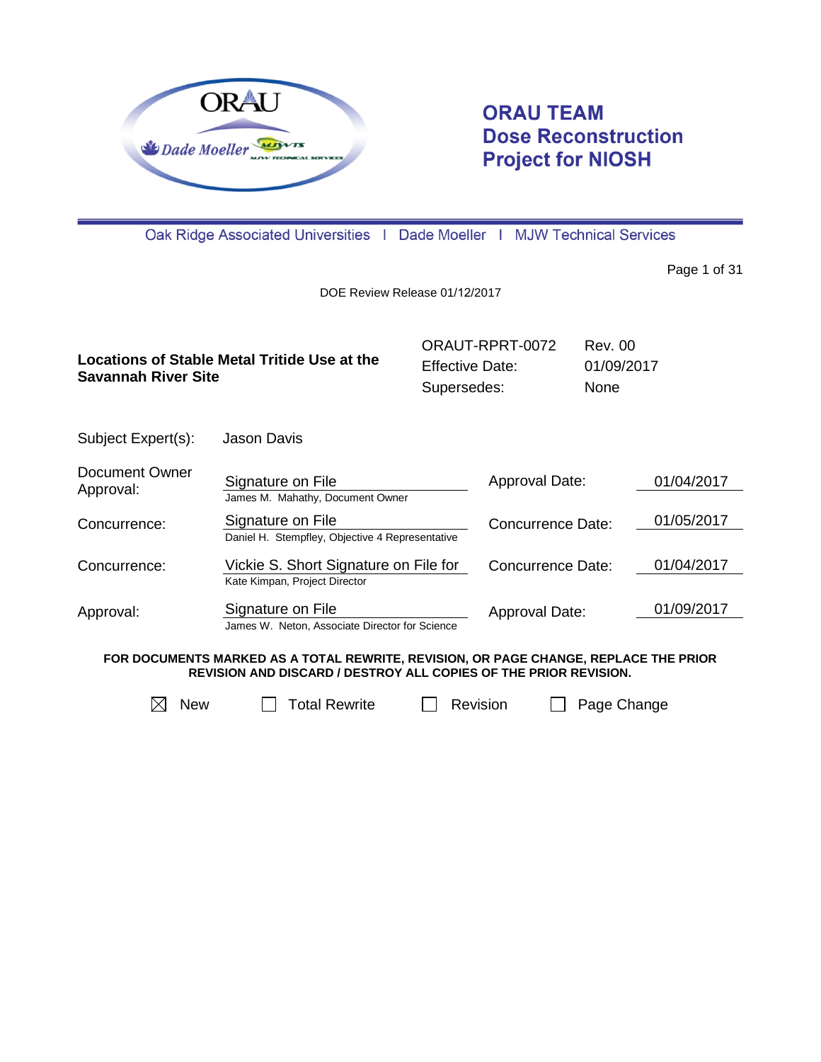# ORAU TEAM Dose Reconstruction Project for NIOSH

Oak Ridge Associated Universities | Dade Moeller | MJW Technical Services

DOE Review Release 01/12/2017

| **Locations of Stable Metal Tritide Use at the Savannah River Site** | ORAUT-RPRT-0072 | Rev. 00 |
|---|---|---|
| | Effective Date: | 01/09/2017 |
| | Supersedes: | None |

Subject Expert(s): Jason Davis

| | | | |
|---|---|---|---|
| Document Owner Approval: | Signature on File<br>James M. Mahathy, Document Owner | Approval Date: | 01/04/2017 |
| Concurrence: | Signature on File<br>Daniel H. Stempfley, Objective 4 Representative | Concurrence Date: | 01/05/2017 |
| Concurrence: | Vickie S. Short Signature on File for<br>Kate Kimpan, Project Director | Concurrence Date: | 01/04/2017 |
| Approval: | Signature on File<br>James W. Neton, Associate Director for Science | Approval Date: | 01/09/2017 |

**FOR DOCUMENTS MARKED AS A TOTAL REWRITE, REVISION, OR PAGE CHANGE, REPLACE THE PRIOR REVISION AND DISCARD / DESTROY ALL COPIES OF THE PRIOR REVISION.**

☒ New ☐ Total Rewrite ☐ Revision ☐ Page Change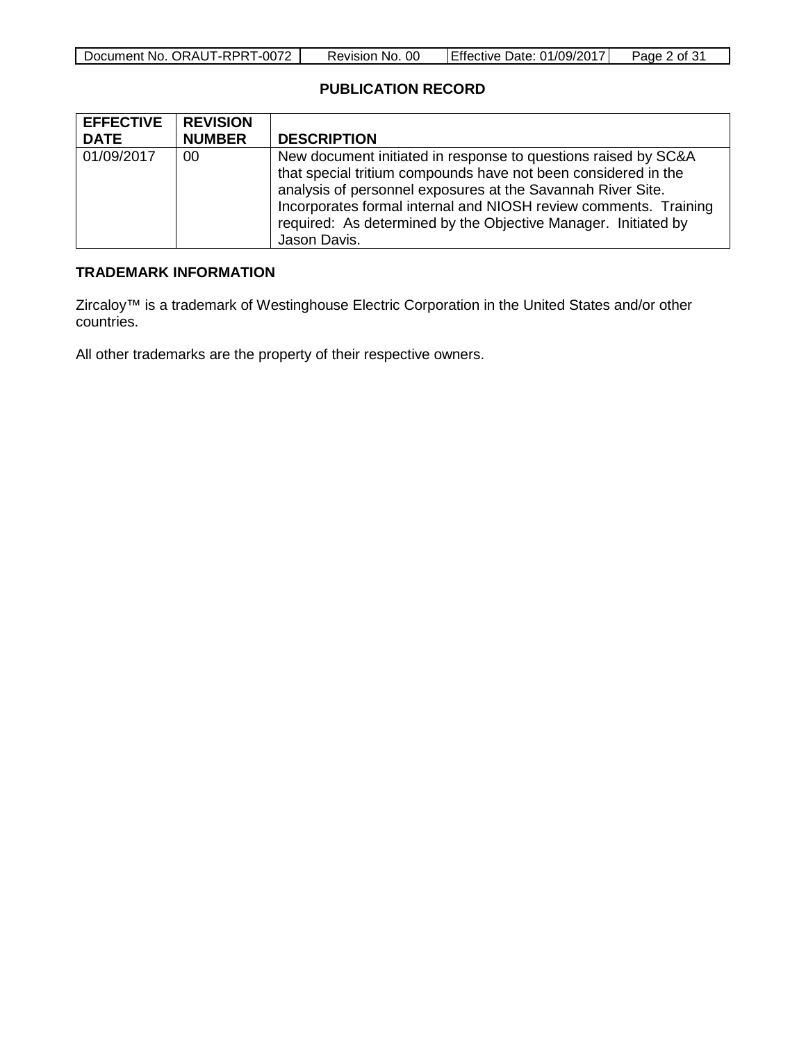## PUBLICATION RECORD

| EFFECTIVE DATE | REVISION NUMBER | DESCRIPTION |
|---|---|---|
| 01/09/2017 | 00 | New document initiated in response to questions raised by SC&A that special tritium compounds have not been considered in the analysis of personnel exposures at the Savannah River Site. Incorporates formal internal and NIOSH review comments. Training required: As determined by the Objective Manager. Initiated by Jason Davis. |

## TRADEMARK INFORMATION

Zircaloy™ is a trademark of Westinghouse Electric Corporation in the United States and/or other countries.

All other trademarks are the property of their respective owners.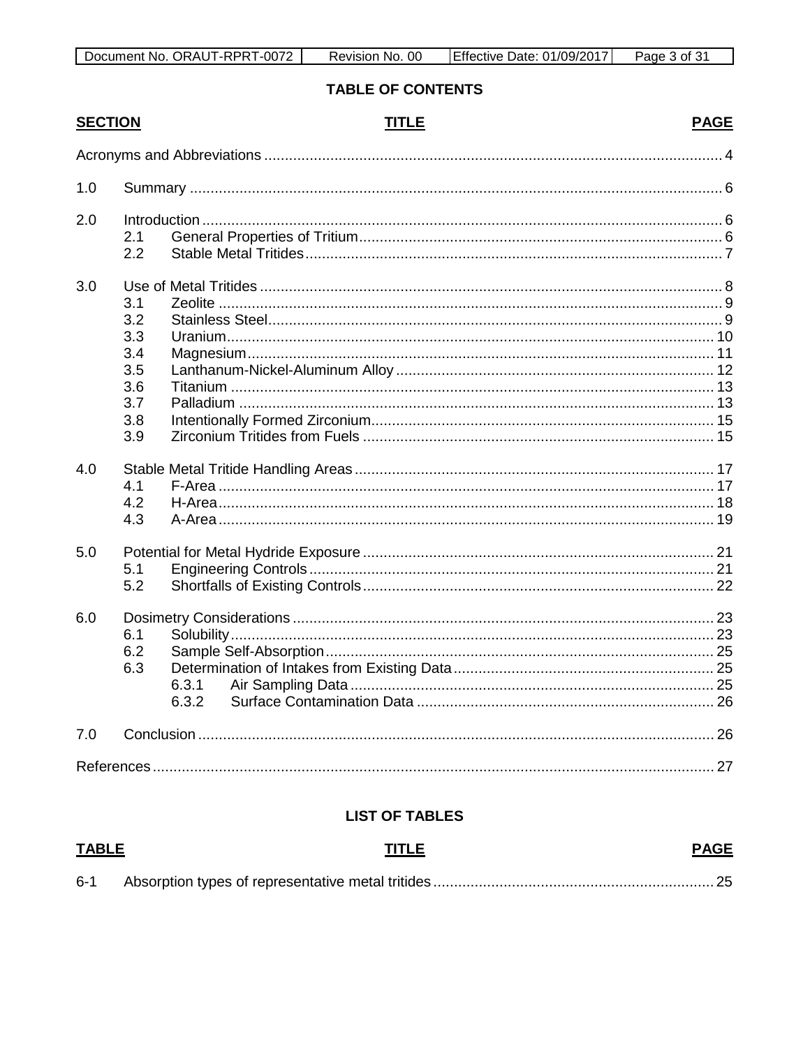## TABLE OF CONTENTS

| SECTION | TITLE | PAGE |
|---|---|---|
| | Acronyms and Abbreviations | 4 |
| 1.0 | Summary | 6 |
| 2.0 | Introduction | 6 |
| 2.1 | General Properties of Tritium | 6 |
| 2.2 | Stable Metal Tritides | 7 |
| 3.0 | Use of Metal Tritides | 8 |
| 3.1 | Zeolite | 9 |
| 3.2 | Stainless Steel | 9 |
| 3.3 | Uranium | 10 |
| 3.4 | Magnesium | 11 |
| 3.5 | Lanthanum-Nickel-Aluminum Alloy | 12 |
| 3.6 | Titanium | 13 |
| 3.7 | Palladium | 13 |
| 3.8 | Intentionally Formed Zirconium | 15 |
| 3.9 | Zirconium Tritides from Fuels | 15 |
| 4.0 | Stable Metal Tritide Handling Areas | 17 |
| 4.1 | F-Area | 17 |
| 4.2 | H-Area | 18 |
| 4.3 | A-Area | 19 |
| 5.0 | Potential for Metal Hydride Exposure | 21 |
| 5.1 | Engineering Controls | 21 |
| 5.2 | Shortfalls of Existing Controls | 22 |
| 6.0 | Dosimetry Considerations | 23 |
| 6.1 | Solubility | 23 |
| 6.2 | Sample Self-Absorption | 25 |
| 6.3 | Determination of Intakes from Existing Data | 25 |
| 6.3.1 | Air Sampling Data | 25 |
| 6.3.2 | Surface Contamination Data | 26 |
| 7.0 | Conclusion | 26 |
| | References | 27 |

## LIST OF TABLES

| TABLE | TITLE | PAGE |
|---|---|---|
| 6-1 | Absorption types of representative metal tritides | 25 |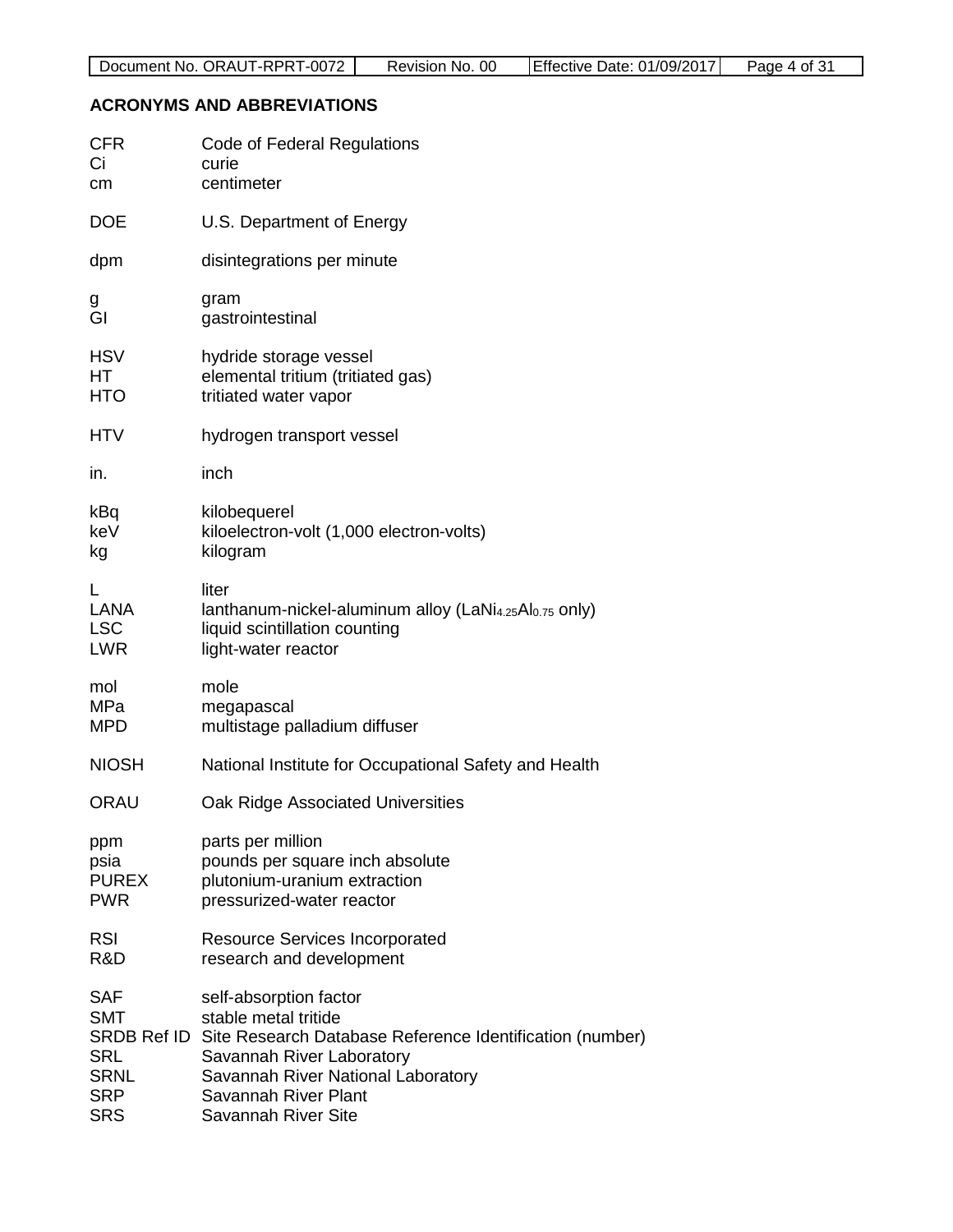## ACRONYMS AND ABBREVIATIONS

CFR Code of Federal Regulations
Ci curie
cm centimeter

DOE U.S. Department of Energy

dpm disintegrations per minute

g gram
GI gastrointestinal

HSV hydride storage vessel
HT elemental tritium (tritiated gas)
HTO tritiated water vapor

HTV hydrogen transport vessel

in. inch

kBq kilobequerel
keV kiloelectron-volt (1,000 electron-volts)
kg kilogram

L liter
LANA lanthanum-nickel-aluminum alloy ($LaNi_{4.25}Al_{0.75}$ only)
LSC liquid scintillation counting
LWR light-water reactor

mol mole
MPa megapascal
MPD multistage palladium diffuser

NIOSH National Institute for Occupational Safety and Health

ORAU Oak Ridge Associated Universities

ppm parts per million
psia pounds per square inch absolute
PUREX plutonium-uranium extraction
PWR pressurized-water reactor

RSI Resource Services Incorporated
R&D research and development

SAF self-absorption factor
SMT stable metal tritide
SRDB Ref ID Site Research Database Reference Identification (number)
SRL Savannah River Laboratory
SRNL Savannah River National Laboratory
SRP Savannah River Plant
SRS Savannah River Site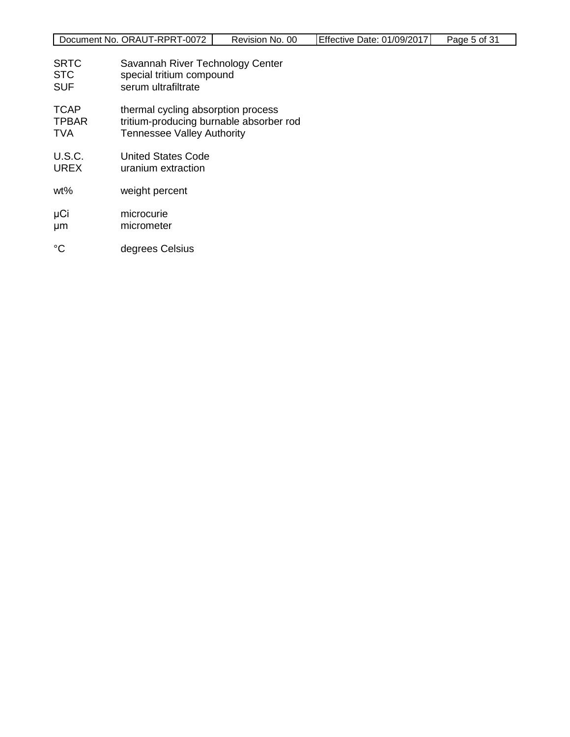| | |
|---|---|
| SRTC | Savannah River Technology Center |
| STC | special tritium compound |
| SUF | serum ultrafiltrate |
| TCAP | thermal cycling absorption process |
| TPBAR | tritium-producing burnable absorber rod |
| TVA | Tennessee Valley Authority |
| U.S.C. | United States Code |
| UREX | uranium extraction |
| wt% | weight percent |
| μCi | microcurie |
| μm | micrometer |
| °C | degrees Celsius |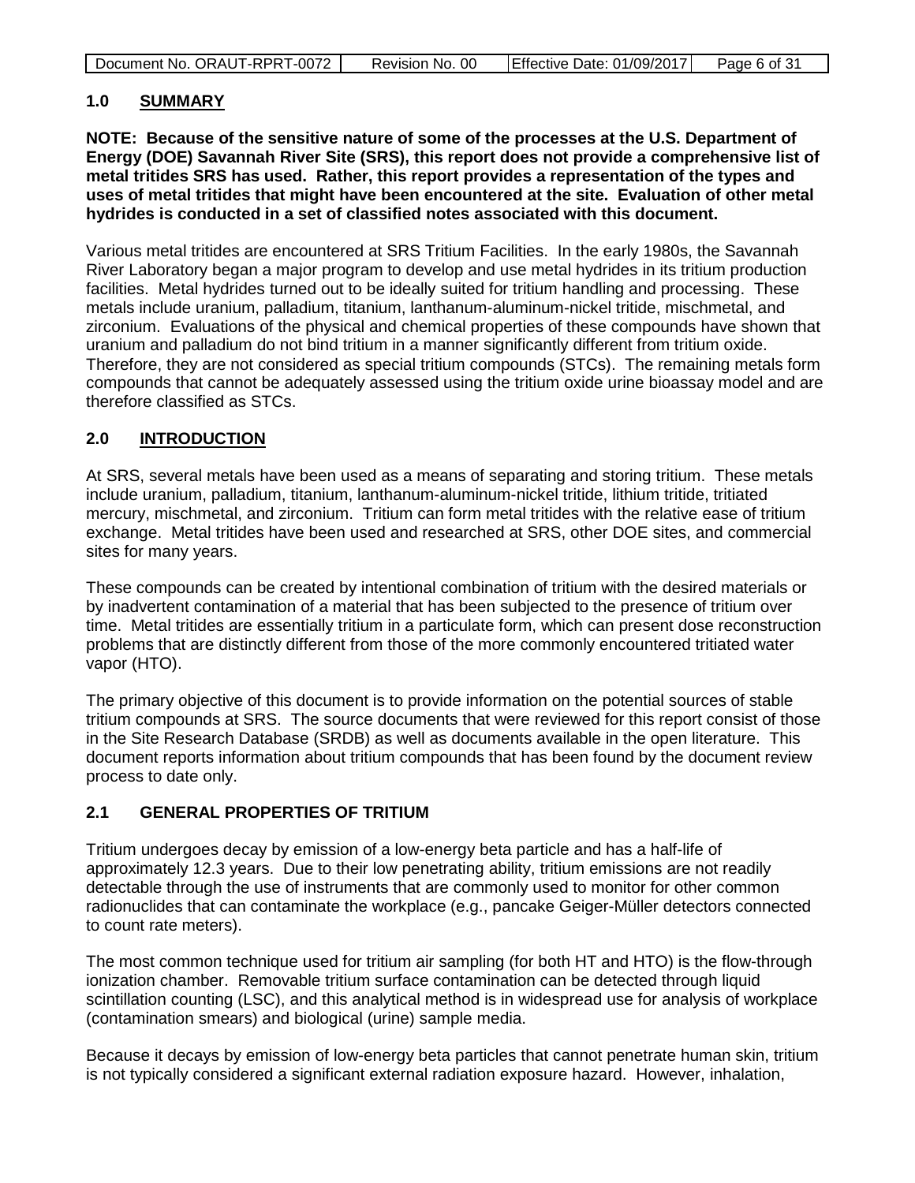## 1.0 SUMMARY

**NOTE: Because of the sensitive nature of some of the processes at the U.S. Department of Energy (DOE) Savannah River Site (SRS), this report does not provide a comprehensive list of metal tritides SRS has used. Rather, this report provides a representation of the types and uses of metal tritides that might have been encountered at the site. Evaluation of other metal hydrides is conducted in a set of classified notes associated with this document.**

Various metal tritides are encountered at SRS Tritium Facilities. In the early 1980s, the Savannah River Laboratory began a major program to develop and use metal hydrides in its tritium production facilities. Metal hydrides turned out to be ideally suited for tritium handling and processing. These metals include uranium, palladium, titanium, lanthanum-aluminum-nickel tritide, mischmetal, and zirconium. Evaluations of the physical and chemical properties of these compounds have shown that uranium and palladium do not bind tritium in a manner significantly different from tritium oxide. Therefore, they are not considered as special tritium compounds (STCs). The remaining metals form compounds that cannot be adequately assessed using the tritium oxide urine bioassay model and are therefore classified as STCs.

## 2.0 INTRODUCTION

At SRS, several metals have been used as a means of separating and storing tritium. These metals include uranium, palladium, titanium, lanthanum-aluminum-nickel tritide, lithium tritide, tritiated mercury, mischmetal, and zirconium. Tritium can form metal tritides with the relative ease of tritium exchange. Metal tritides have been used and researched at SRS, other DOE sites, and commercial sites for many years.

These compounds can be created by intentional combination of tritium with the desired materials or by inadvertent contamination of a material that has been subjected to the presence of tritium over time. Metal tritides are essentially tritium in a particulate form, which can present dose reconstruction problems that are distinctly different from those of the more commonly encountered tritiated water vapor (HTO).

The primary objective of this document is to provide information on the potential sources of stable tritium compounds at SRS. The source documents that were reviewed for this report consist of those in the Site Research Database (SRDB) as well as documents available in the open literature. This document reports information about tritium compounds that has been found by the document review process to date only.

### 2.1 GENERAL PROPERTIES OF TRITIUM

Tritium undergoes decay by emission of a low-energy beta particle and has a half-life of approximately 12.3 years. Due to their low penetrating ability, tritium emissions are not readily detectable through the use of instruments that are commonly used to monitor for other common radionuclides that can contaminate the workplace (e.g., pancake Geiger-Müller detectors connected to count rate meters).

The most common technique used for tritium air sampling (for both HT and HTO) is the flow-through ionization chamber. Removable tritium surface contamination can be detected through liquid scintillation counting (LSC), and this analytical method is in widespread use for analysis of workplace (contamination smears) and biological (urine) sample media.

Because it decays by emission of low-energy beta particles that cannot penetrate human skin, tritium is not typically considered a significant external radiation exposure hazard. However, inhalation,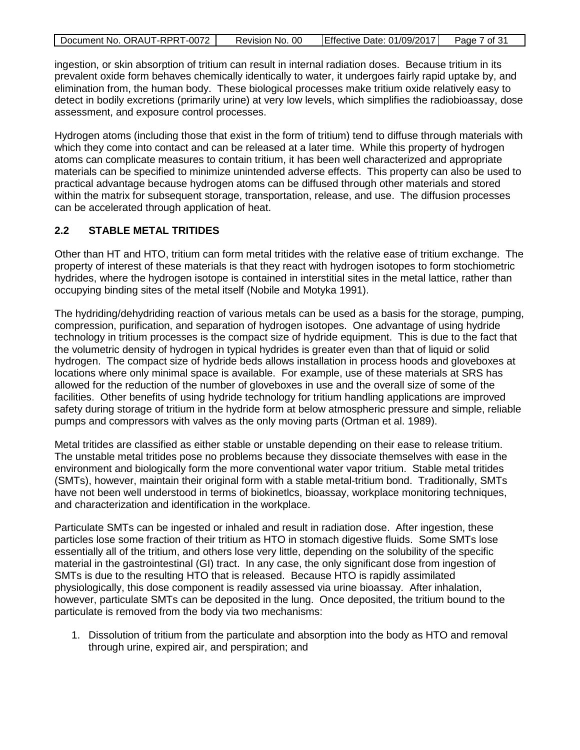ingestion, or skin absorption of tritium can result in internal radiation doses. Because tritium in its prevalent oxide form behaves chemically identically to water, it undergoes fairly rapid uptake by, and elimination from, the human body. These biological processes make tritium oxide relatively easy to detect in bodily excretions (primarily urine) at very low levels, which simplifies the radiobioassay, dose assessment, and exposure control processes.

Hydrogen atoms (including those that exist in the form of tritium) tend to diffuse through materials with which they come into contact and can be released at a later time. While this property of hydrogen atoms can complicate measures to contain tritium, it has been well characterized and appropriate materials can be specified to minimize unintended adverse effects. This property can also be used to practical advantage because hydrogen atoms can be diffused through other materials and stored within the matrix for subsequent storage, transportation, release, and use. The diffusion processes can be accelerated through application of heat.

## 2.2 STABLE METAL TRITIDES

Other than HT and HTO, tritium can form metal tritides with the relative ease of tritium exchange. The property of interest of these materials is that they react with hydrogen isotopes to form stochiometric hydrides, where the hydrogen isotope is contained in interstitial sites in the metal lattice, rather than occupying binding sites of the metal itself (Nobile and Motyka 1991).

The hydriding/dehydriding reaction of various metals can be used as a basis for the storage, pumping, compression, purification, and separation of hydrogen isotopes. One advantage of using hydride technology in tritium processes is the compact size of hydride equipment. This is due to the fact that the volumetric density of hydrogen in typical hydrides is greater even than that of liquid or solid hydrogen. The compact size of hydride beds allows installation in process hoods and gloveboxes at locations where only minimal space is available. For example, use of these materials at SRS has allowed for the reduction of the number of gloveboxes in use and the overall size of some of the facilities. Other benefits of using hydride technology for tritium handling applications are improved safety during storage of tritium in the hydride form at below atmospheric pressure and simple, reliable pumps and compressors with valves as the only moving parts (Ortman et al. 1989).

Metal tritides are classified as either stable or unstable depending on their ease to release tritium. The unstable metal tritides pose no problems because they dissociate themselves with ease in the environment and biologically form the more conventional water vapor tritium. Stable metal tritides (SMTs), however, maintain their original form with a stable metal-tritium bond. Traditionally, SMTs have not been well understood in terms of biokinetlcs, bioassay, workplace monitoring techniques, and characterization and identification in the workplace.

Particulate SMTs can be ingested or inhaled and result in radiation dose. After ingestion, these particles lose some fraction of their tritium as HTO in stomach digestive fluids. Some SMTs lose essentially all of the tritium, and others lose very little, depending on the solubility of the specific material in the gastrointestinal (GI) tract. In any case, the only significant dose from ingestion of SMTs is due to the resulting HTO that is released. Because HTO is rapidly assimilated physiologically, this dose component is readily assessed via urine bioassay. After inhalation, however, particulate SMTs can be deposited in the lung. Once deposited, the tritium bound to the particulate is removed from the body via two mechanisms:

1. Dissolution of tritium from the particulate and absorption into the body as HTO and removal through urine, expired air, and perspiration; and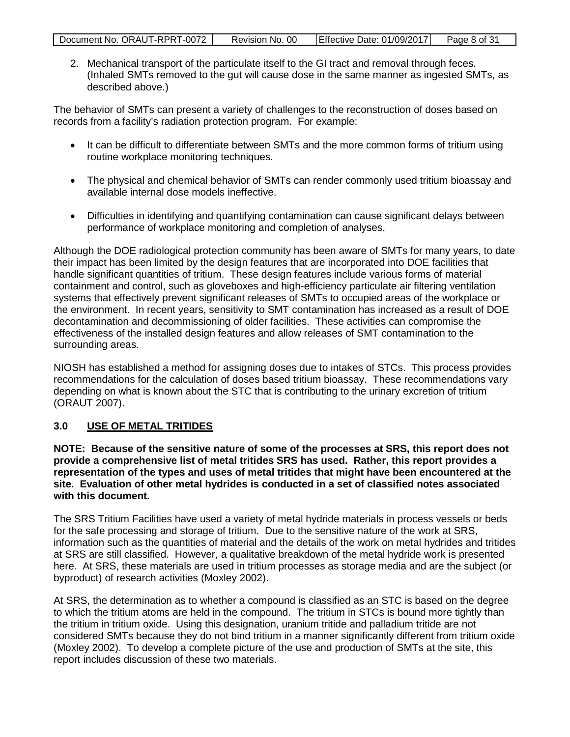2. Mechanical transport of the particulate itself to the GI tract and removal through feces. (Inhaled SMTs removed to the gut will cause dose in the same manner as ingested SMTs, as described above.)

The behavior of SMTs can present a variety of challenges to the reconstruction of doses based on records from a facility's radiation protection program. For example:

- It can be difficult to differentiate between SMTs and the more common forms of tritium using routine workplace monitoring techniques.
- The physical and chemical behavior of SMTs can render commonly used tritium bioassay and available internal dose models ineffective.
- Difficulties in identifying and quantifying contamination can cause significant delays between performance of workplace monitoring and completion of analyses.

Although the DOE radiological protection community has been aware of SMTs for many years, to date their impact has been limited by the design features that are incorporated into DOE facilities that handle significant quantities of tritium. These design features include various forms of material containment and control, such as gloveboxes and high-efficiency particulate air filtering ventilation systems that effectively prevent significant releases of SMTs to occupied areas of the workplace or the environment. In recent years, sensitivity to SMT contamination has increased as a result of DOE decontamination and decommissioning of older facilities. These activities can compromise the effectiveness of the installed design features and allow releases of SMT contamination to the surrounding areas.

NIOSH has established a method for assigning doses due to intakes of STCs. This process provides recommendations for the calculation of doses based tritium bioassay. These recommendations vary depending on what is known about the STC that is contributing to the urinary excretion of tritium (ORAUT 2007).

## 3.0 USE OF METAL TRITIDES

**NOTE: Because of the sensitive nature of some of the processes at SRS, this report does not provide a comprehensive list of metal tritides SRS has used. Rather, this report provides a representation of the types and uses of metal tritides that might have been encountered at the site. Evaluation of other metal hydrides is conducted in a set of classified notes associated with this document.**

The SRS Tritium Facilities have used a variety of metal hydride materials in process vessels or beds for the safe processing and storage of tritium. Due to the sensitive nature of the work at SRS, information such as the quantities of material and the details of the work on metal hydrides and tritides at SRS are still classified. However, a qualitative breakdown of the metal hydride work is presented here. At SRS, these materials are used in tritium processes as storage media and are the subject (or byproduct) of research activities (Moxley 2002).

At SRS, the determination as to whether a compound is classified as an STC is based on the degree to which the tritium atoms are held in the compound. The tritium in STCs is bound more tightly than the tritium in tritium oxide. Using this designation, uranium tritide and palladium tritide are not considered SMTs because they do not bind tritium in a manner significantly different from tritium oxide (Moxley 2002). To develop a complete picture of the use and production of SMTs at the site, this report includes discussion of these two materials.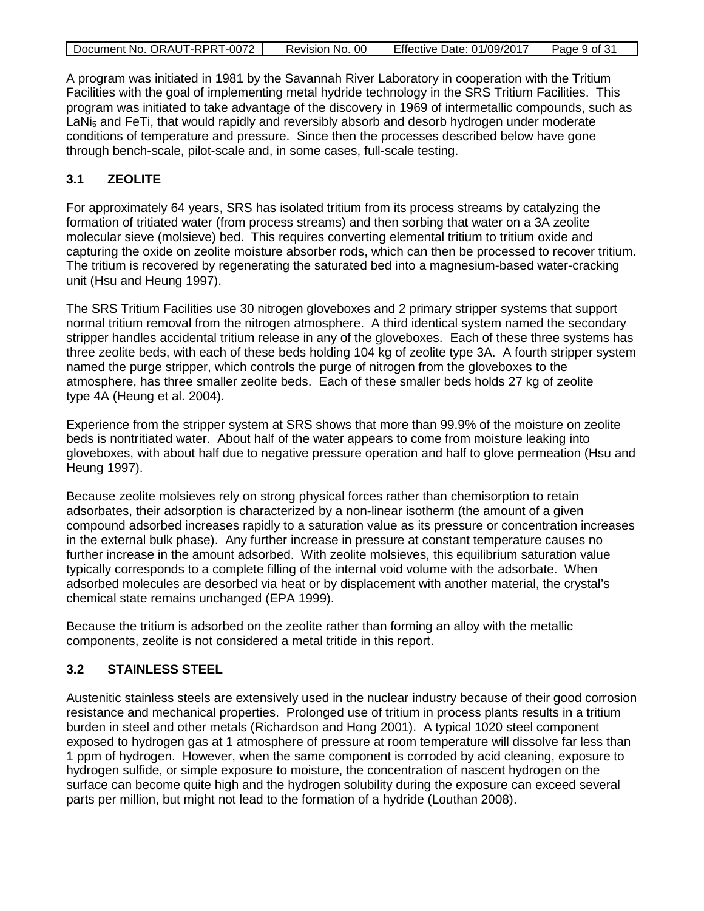A program was initiated in 1981 by the Savannah River Laboratory in cooperation with the Tritium Facilities with the goal of implementing metal hydride technology in the SRS Tritium Facilities. This program was initiated to take advantage of the discovery in 1969 of intermetallic compounds, such as $LaNi_5$ and FeTi, that would rapidly and reversibly absorb and desorb hydrogen under moderate conditions of temperature and pressure. Since then the processes described below have gone through bench-scale, pilot-scale and, in some cases, full-scale testing.

### 3.1 ZEOLITE

For approximately 64 years, SRS has isolated tritium from its process streams by catalyzing the formation of tritiated water (from process streams) and then sorbing that water on a 3A zeolite molecular sieve (molsieve) bed. This requires converting elemental tritium to tritium oxide and capturing the oxide on zeolite moisture absorber rods, which can then be processed to recover tritium. The tritium is recovered by regenerating the saturated bed into a magnesium-based water-cracking unit (Hsu and Heung 1997).

The SRS Tritium Facilities use 30 nitrogen gloveboxes and 2 primary stripper systems that support normal tritium removal from the nitrogen atmosphere. A third identical system named the secondary stripper handles accidental tritium release in any of the gloveboxes. Each of these three systems has three zeolite beds, with each of these beds holding 104 kg of zeolite type 3A. A fourth stripper system named the purge stripper, which controls the purge of nitrogen from the gloveboxes to the atmosphere, has three smaller zeolite beds. Each of these smaller beds holds 27 kg of zeolite type 4A (Heung et al. 2004).

Experience from the stripper system at SRS shows that more than 99.9% of the moisture on zeolite beds is nontritiated water. About half of the water appears to come from moisture leaking into gloveboxes, with about half due to negative pressure operation and half to glove permeation (Hsu and Heung 1997).

Because zeolite molsieves rely on strong physical forces rather than chemisorption to retain adsorbates, their adsorption is characterized by a non-linear isotherm (the amount of a given compound adsorbed increases rapidly to a saturation value as its pressure or concentration increases in the external bulk phase). Any further increase in pressure at constant temperature causes no further increase in the amount adsorbed. With zeolite molsieves, this equilibrium saturation value typically corresponds to a complete filling of the internal void volume with the adsorbate. When adsorbed molecules are desorbed via heat or by displacement with another material, the crystal's chemical state remains unchanged (EPA 1999).

Because the tritium is adsorbed on the zeolite rather than forming an alloy with the metallic components, zeolite is not considered a metal tritide in this report.

### 3.2 STAINLESS STEEL

Austenitic stainless steels are extensively used in the nuclear industry because of their good corrosion resistance and mechanical properties. Prolonged use of tritium in process plants results in a tritium burden in steel and other metals (Richardson and Hong 2001). A typical 1020 steel component exposed to hydrogen gas at 1 atmosphere of pressure at room temperature will dissolve far less than 1 ppm of hydrogen. However, when the same component is corroded by acid cleaning, exposure to hydrogen sulfide, or simple exposure to moisture, the concentration of nascent hydrogen on the surface can become quite high and the hydrogen solubility during the exposure can exceed several parts per million, but might not lead to the formation of a hydride (Louthan 2008).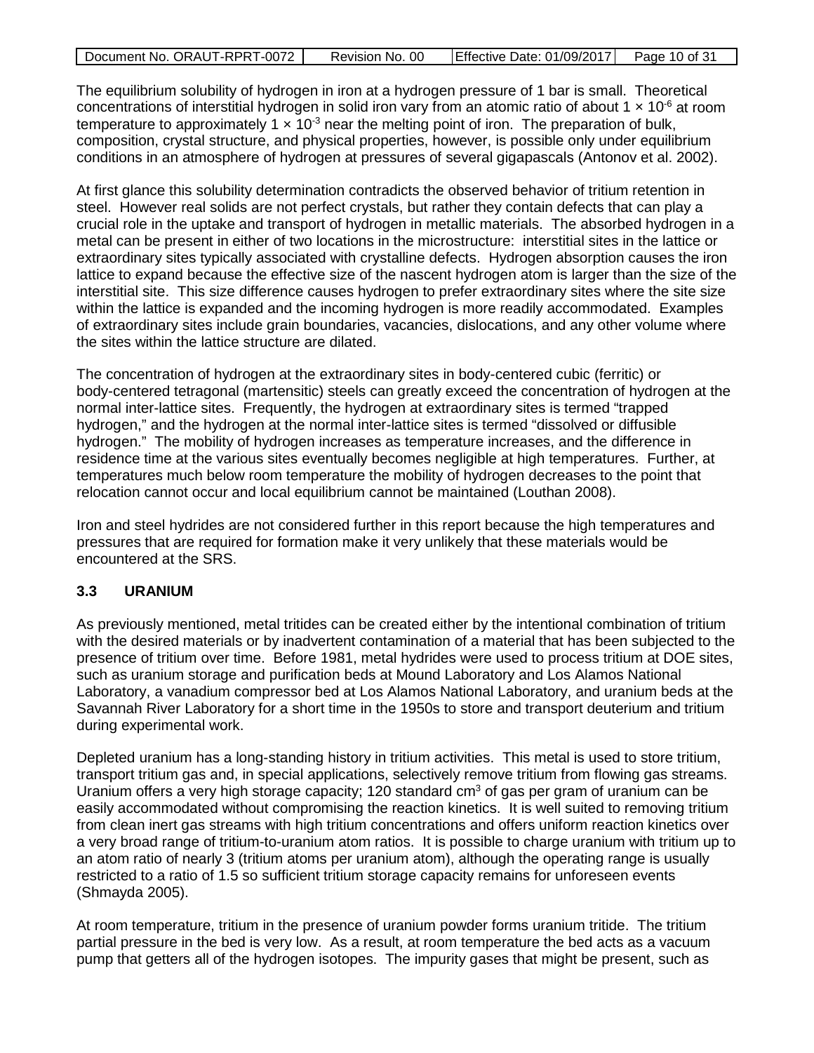The equilibrium solubility of hydrogen in iron at a hydrogen pressure of 1 bar is small. Theoretical concentrations of interstitial hydrogen in solid iron vary from an atomic ratio of about $1 \times 10^{-6}$ at room temperature to approximately $1 \times 10^{-3}$ near the melting point of iron. The preparation of bulk, composition, crystal structure, and physical properties, however, is possible only under equilibrium conditions in an atmosphere of hydrogen at pressures of several gigapascals (Antonov et al. 2002).

At first glance this solubility determination contradicts the observed behavior of tritium retention in steel. However real solids are not perfect crystals, but rather they contain defects that can play a crucial role in the uptake and transport of hydrogen in metallic materials. The absorbed hydrogen in a metal can be present in either of two locations in the microstructure: interstitial sites in the lattice or extraordinary sites typically associated with crystalline defects. Hydrogen absorption causes the iron lattice to expand because the effective size of the nascent hydrogen atom is larger than the size of the interstitial site. This size difference causes hydrogen to prefer extraordinary sites where the site size within the lattice is expanded and the incoming hydrogen is more readily accommodated. Examples of extraordinary sites include grain boundaries, vacancies, dislocations, and any other volume where the sites within the lattice structure are dilated.

The concentration of hydrogen at the extraordinary sites in body-centered cubic (ferritic) or body-centered tetragonal (martensitic) steels can greatly exceed the concentration of hydrogen at the normal inter-lattice sites. Frequently, the hydrogen at extraordinary sites is termed "trapped hydrogen," and the hydrogen at the normal inter-lattice sites is termed "dissolved or diffusible hydrogen." The mobility of hydrogen increases as temperature increases, and the difference in residence time at the various sites eventually becomes negligible at high temperatures. Further, at temperatures much below room temperature the mobility of hydrogen decreases to the point that relocation cannot occur and local equilibrium cannot be maintained (Louthan 2008).

Iron and steel hydrides are not considered further in this report because the high temperatures and pressures that are required for formation make it very unlikely that these materials would be encountered at the SRS.

### 3.3 URANIUM

As previously mentioned, metal tritides can be created either by the intentional combination of tritium with the desired materials or by inadvertent contamination of a material that has been subjected to the presence of tritium over time. Before 1981, metal hydrides were used to process tritium at DOE sites, such as uranium storage and purification beds at Mound Laboratory and Los Alamos National Laboratory, a vanadium compressor bed at Los Alamos National Laboratory, and uranium beds at the Savannah River Laboratory for a short time in the 1950s to store and transport deuterium and tritium during experimental work.

Depleted uranium has a long-standing history in tritium activities. This metal is used to store tritium, transport tritium gas and, in special applications, selectively remove tritium from flowing gas streams. Uranium offers a very high storage capacity; 120 standard $cm^3$ of gas per gram of uranium can be easily accommodated without compromising the reaction kinetics. It is well suited to removing tritium from clean inert gas streams with high tritium concentrations and offers uniform reaction kinetics over a very broad range of tritium-to-uranium atom ratios. It is possible to charge uranium with tritium up to an atom ratio of nearly 3 (tritium atoms per uranium atom), although the operating range is usually restricted to a ratio of 1.5 so sufficient tritium storage capacity remains for unforeseen events (Shmayda 2005).

At room temperature, tritium in the presence of uranium powder forms uranium tritide. The tritium partial pressure in the bed is very low. As a result, at room temperature the bed acts as a vacuum pump that getters all of the hydrogen isotopes. The impurity gases that might be present, such as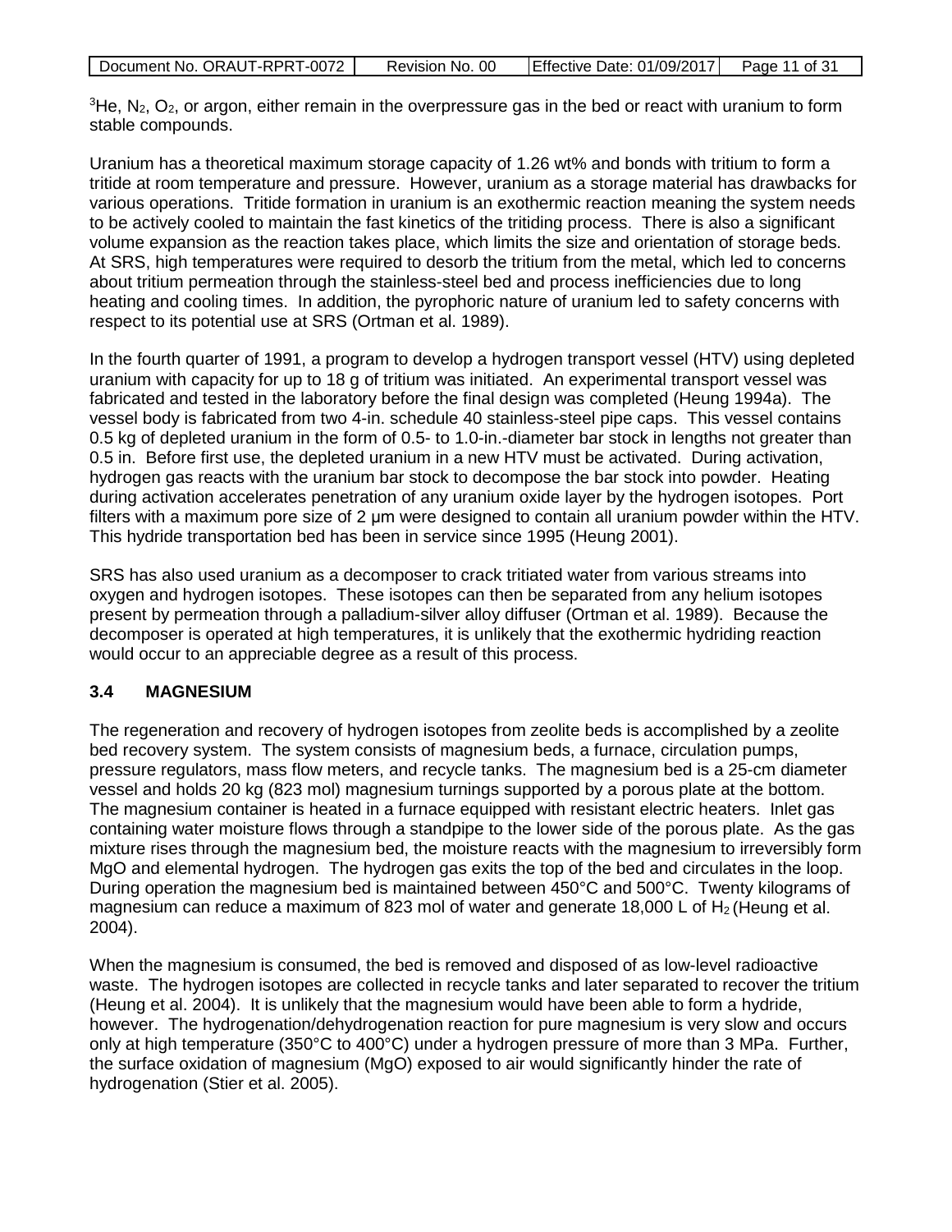$^3He$, $N_2$, $O_2$, or argon, either remain in the overpressure gas in the bed or react with uranium to form stable compounds.

Uranium has a theoretical maximum storage capacity of 1.26 wt% and bonds with tritium to form a tritide at room temperature and pressure. However, uranium as a storage material has drawbacks for various operations. Tritide formation in uranium is an exothermic reaction meaning the system needs to be actively cooled to maintain the fast kinetics of the tritiding process. There is also a significant volume expansion as the reaction takes place, which limits the size and orientation of storage beds. At SRS, high temperatures were required to desorb the tritium from the metal, which led to concerns about tritium permeation through the stainless-steel bed and process inefficiencies due to long heating and cooling times. In addition, the pyrophoric nature of uranium led to safety concerns with respect to its potential use at SRS (Ortman et al. 1989).

In the fourth quarter of 1991, a program to develop a hydrogen transport vessel (HTV) using depleted uranium with capacity for up to 18 g of tritium was initiated. An experimental transport vessel was fabricated and tested in the laboratory before the final design was completed (Heung 1994a). The vessel body is fabricated from two 4-in. schedule 40 stainless-steel pipe caps. This vessel contains 0.5 kg of depleted uranium in the form of 0.5- to 1.0-in.-diameter bar stock in lengths not greater than 0.5 in. Before first use, the depleted uranium in a new HTV must be activated. During activation, hydrogen gas reacts with the uranium bar stock to decompose the bar stock into powder. Heating during activation accelerates penetration of any uranium oxide layer by the hydrogen isotopes. Port filters with a maximum pore size of 2 μm were designed to contain all uranium powder within the HTV. This hydride transportation bed has been in service since 1995 (Heung 2001).

SRS has also used uranium as a decomposer to crack tritiated water from various streams into oxygen and hydrogen isotopes. These isotopes can then be separated from any helium isotopes present by permeation through a palladium-silver alloy diffuser (Ortman et al. 1989). Because the decomposer is operated at high temperatures, it is unlikely that the exothermic hydriding reaction would occur to an appreciable degree as a result of this process.

### 3.4 MAGNESIUM

The regeneration and recovery of hydrogen isotopes from zeolite beds is accomplished by a zeolite bed recovery system. The system consists of magnesium beds, a furnace, circulation pumps, pressure regulators, mass flow meters, and recycle tanks. The magnesium bed is a 25-cm diameter vessel and holds 20 kg (823 mol) magnesium turnings supported by a porous plate at the bottom. The magnesium container is heated in a furnace equipped with resistant electric heaters. Inlet gas containing water moisture flows through a standpipe to the lower side of the porous plate. As the gas mixture rises through the magnesium bed, the moisture reacts with the magnesium to irreversibly form MgO and elemental hydrogen. The hydrogen gas exits the top of the bed and circulates in the loop. During operation the magnesium bed is maintained between 450°C and 500°C. Twenty kilograms of magnesium can reduce a maximum of 823 mol of water and generate 18,000 L of $H_2$ (Heung et al. 2004).

When the magnesium is consumed, the bed is removed and disposed of as low-level radioactive waste. The hydrogen isotopes are collected in recycle tanks and later separated to recover the tritium (Heung et al. 2004). It is unlikely that the magnesium would have been able to form a hydride, however. The hydrogenation/dehydrogenation reaction for pure magnesium is very slow and occurs only at high temperature (350°C to 400°C) under a hydrogen pressure of more than 3 MPa. Further, the surface oxidation of magnesium (MgO) exposed to air would significantly hinder the rate of hydrogenation (Stier et al. 2005).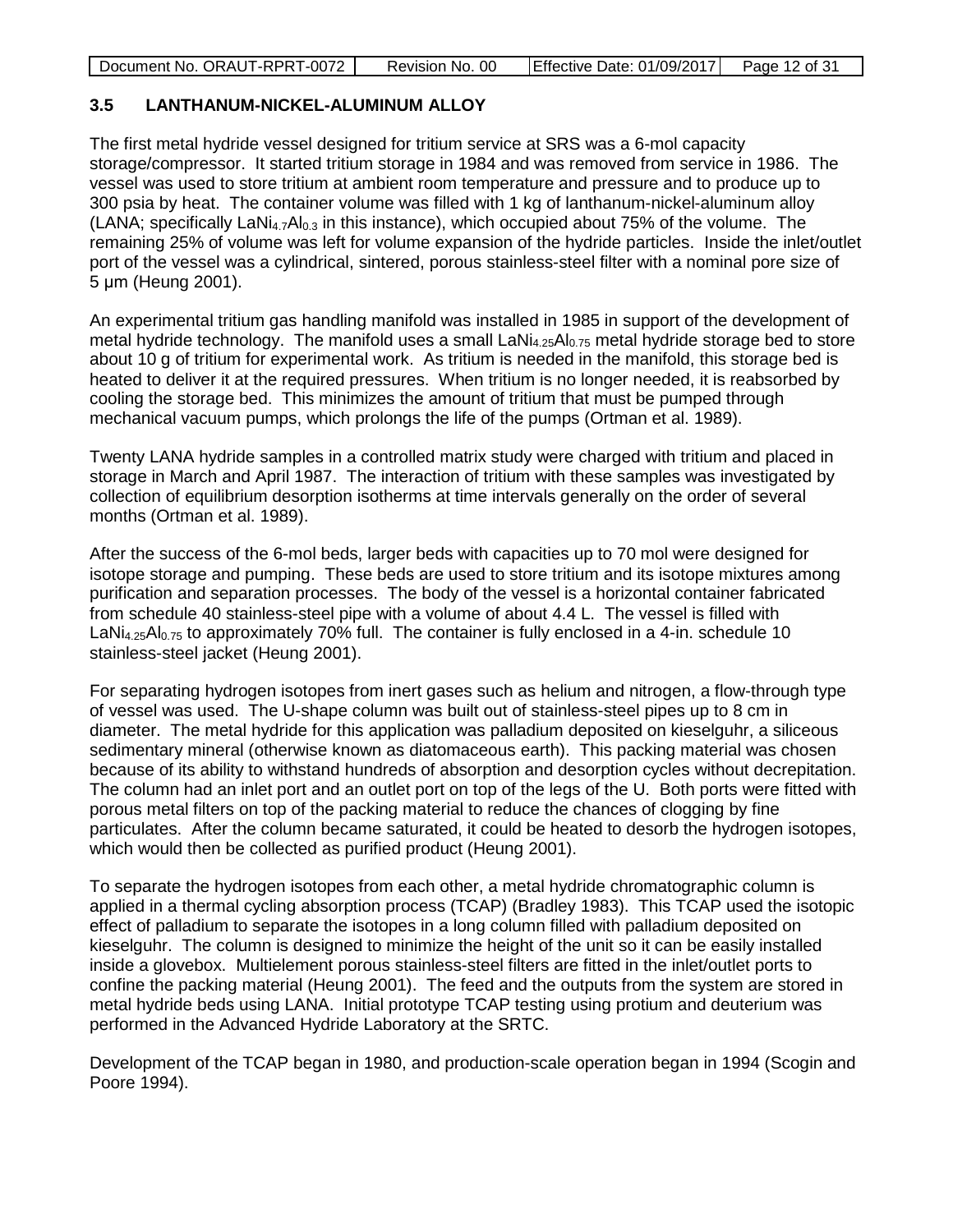### 3.5 LANTHANUM-NICKEL-ALUMINUM ALLOY

The first metal hydride vessel designed for tritium service at SRS was a 6-mol capacity storage/compressor. It started tritium storage in 1984 and was removed from service in 1986. The vessel was used to store tritium at ambient room temperature and pressure and to produce up to 300 psia by heat. The container volume was filled with 1 kg of lanthanum-nickel-aluminum alloy (LANA; specifically $LaNi_{4.7}Al_{0.3}$ in this instance), which occupied about 75% of the volume. The remaining 25% of volume was left for volume expansion of the hydride particles. Inside the inlet/outlet port of the vessel was a cylindrical, sintered, porous stainless-steel filter with a nominal pore size of 5 µm (Heung 2001).

An experimental tritium gas handling manifold was installed in 1985 in support of the development of metal hydride technology. The manifold uses a small $LaNi_{4.25}Al_{0.75}$ metal hydride storage bed to store about 10 g of tritium for experimental work. As tritium is needed in the manifold, this storage bed is heated to deliver it at the required pressures. When tritium is no longer needed, it is reabsorbed by cooling the storage bed. This minimizes the amount of tritium that must be pumped through mechanical vacuum pumps, which prolongs the life of the pumps (Ortman et al. 1989).

Twenty LANA hydride samples in a controlled matrix study were charged with tritium and placed in storage in March and April 1987. The interaction of tritium with these samples was investigated by collection of equilibrium desorption isotherms at time intervals generally on the order of several months (Ortman et al. 1989).

After the success of the 6-mol beds, larger beds with capacities up to 70 mol were designed for isotope storage and pumping. These beds are used to store tritium and its isotope mixtures among purification and separation processes. The body of the vessel is a horizontal container fabricated from schedule 40 stainless-steel pipe with a volume of about 4.4 L. The vessel is filled with $LaNi_{4.25}Al_{0.75}$ to approximately 70% full. The container is fully enclosed in a 4-in. schedule 10 stainless-steel jacket (Heung 2001).

For separating hydrogen isotopes from inert gases such as helium and nitrogen, a flow-through type of vessel was used. The U-shape column was built out of stainless-steel pipes up to 8 cm in diameter. The metal hydride for this application was palladium deposited on kieselguhr, a siliceous sedimentary mineral (otherwise known as diatomaceous earth). This packing material was chosen because of its ability to withstand hundreds of absorption and desorption cycles without decrepitation. The column had an inlet port and an outlet port on top of the legs of the U. Both ports were fitted with porous metal filters on top of the packing material to reduce the chances of clogging by fine particulates. After the column became saturated, it could be heated to desorb the hydrogen isotopes, which would then be collected as purified product (Heung 2001).

To separate the hydrogen isotopes from each other, a metal hydride chromatographic column is applied in a thermal cycling absorption process (TCAP) (Bradley 1983). This TCAP used the isotopic effect of palladium to separate the isotopes in a long column filled with palladium deposited on kieselguhr. The column is designed to minimize the height of the unit so it can be easily installed inside a glovebox. Multielement porous stainless-steel filters are fitted in the inlet/outlet ports to confine the packing material (Heung 2001). The feed and the outputs from the system are stored in metal hydride beds using LANA. Initial prototype TCAP testing using protium and deuterium was performed in the Advanced Hydride Laboratory at the SRTC.

Development of the TCAP began in 1980, and production-scale operation began in 1994 (Scogin and Poore 1994).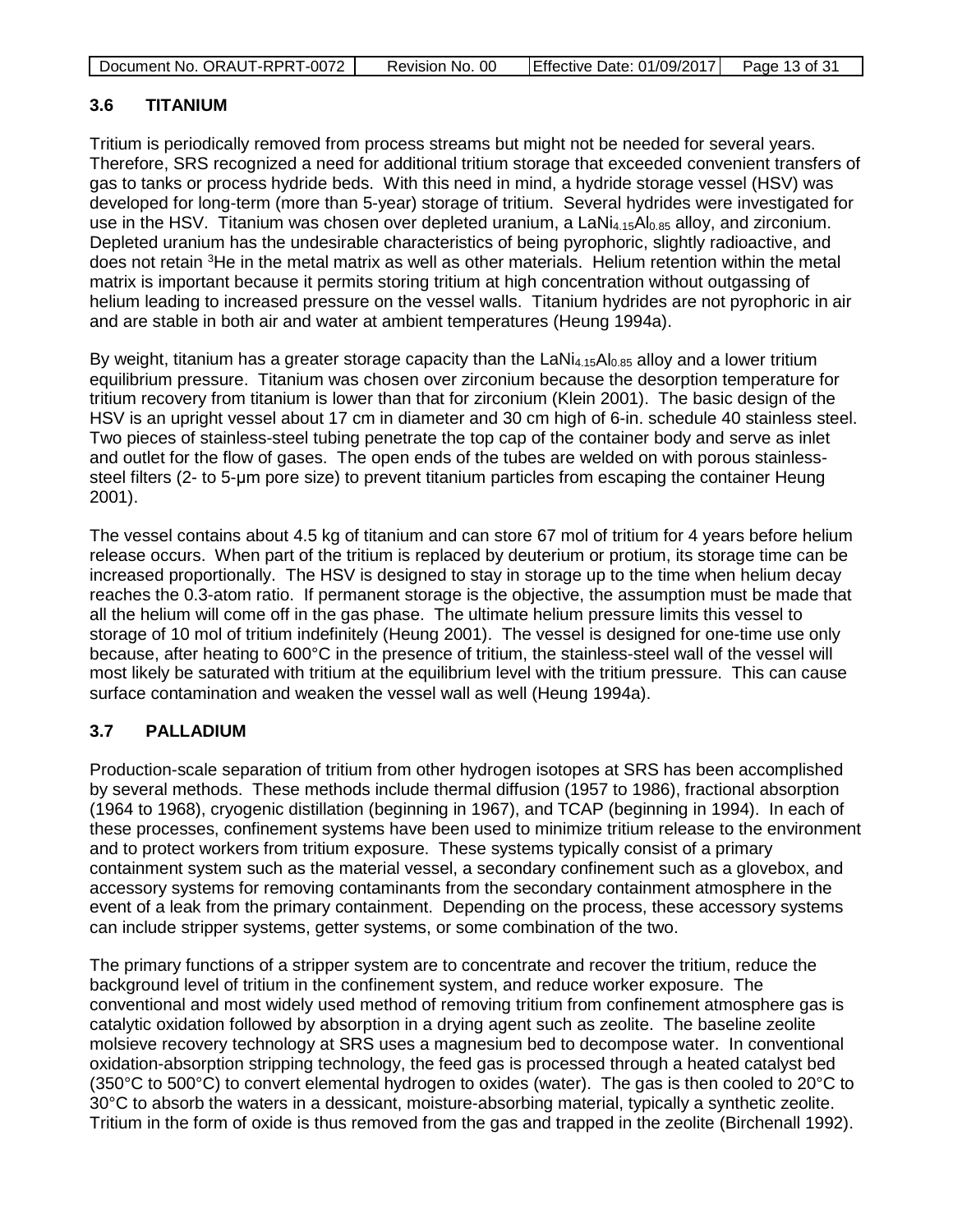## 3.6 TITANIUM

Tritium is periodically removed from process streams but might not be needed for several years. Therefore, SRS recognized a need for additional tritium storage that exceeded convenient transfers of gas to tanks or process hydride beds. With this need in mind, a hydride storage vessel (HSV) was developed for long-term (more than 5-year) storage of tritium. Several hydrides were investigated for use in the HSV. Titanium was chosen over depleted uranium, a $LaNi_{4.15}Al_{0.85}$ alloy, and zirconium. Depleted uranium has the undesirable characteristics of being pyrophoric, slightly radioactive, and does not retain $^3He$ in the metal matrix as well as other materials. Helium retention within the metal matrix is important because it permits storing tritium at high concentration without outgassing of helium leading to increased pressure on the vessel walls. Titanium hydrides are not pyrophoric in air and are stable in both air and water at ambient temperatures (Heung 1994a).

By weight, titanium has a greater storage capacity than the $LaNi_{4.15}Al_{0.85}$ alloy and a lower tritium equilibrium pressure. Titanium was chosen over zirconium because the desorption temperature for tritium recovery from titanium is lower than that for zirconium (Klein 2001). The basic design of the HSV is an upright vessel about 17 cm in diameter and 30 cm high of 6-in. schedule 40 stainless steel. Two pieces of stainless-steel tubing penetrate the top cap of the container body and serve as inlet and outlet for the flow of gases. The open ends of the tubes are welded on with porous stainless-steel filters (2- to 5-μm pore size) to prevent titanium particles from escaping the container Heung 2001).

The vessel contains about 4.5 kg of titanium and can store 67 mol of tritium for 4 years before helium release occurs. When part of the tritium is replaced by deuterium or protium, its storage time can be increased proportionally. The HSV is designed to stay in storage up to the time when helium decay reaches the 0.3-atom ratio. If permanent storage is the objective, the assumption must be made that all the helium will come off in the gas phase. The ultimate helium pressure limits this vessel to storage of 10 mol of tritium indefinitely (Heung 2001). The vessel is designed for one-time use only because, after heating to 600°C in the presence of tritium, the stainless-steel wall of the vessel will most likely be saturated with tritium at the equilibrium level with the tritium pressure. This can cause surface contamination and weaken the vessel wall as well (Heung 1994a).

## 3.7 PALLADIUM

Production-scale separation of tritium from other hydrogen isotopes at SRS has been accomplished by several methods. These methods include thermal diffusion (1957 to 1986), fractional absorption (1964 to 1968), cryogenic distillation (beginning in 1967), and TCAP (beginning in 1994). In each of these processes, confinement systems have been used to minimize tritium release to the environment and to protect workers from tritium exposure. These systems typically consist of a primary containment system such as the material vessel, a secondary confinement such as a glovebox, and accessory systems for removing contaminants from the secondary containment atmosphere in the event of a leak from the primary containment. Depending on the process, these accessory systems can include stripper systems, getter systems, or some combination of the two.

The primary functions of a stripper system are to concentrate and recover the tritium, reduce the background level of tritium in the confinement system, and reduce worker exposure. The conventional and most widely used method of removing tritium from confinement atmosphere gas is catalytic oxidation followed by absorption in a drying agent such as zeolite. The baseline zeolite molsieve recovery technology at SRS uses a magnesium bed to decompose water. In conventional oxidation-absorption stripping technology, the feed gas is processed through a heated catalyst bed (350°C to 500°C) to convert elemental hydrogen to oxides (water). The gas is then cooled to 20°C to 30°C to absorb the waters in a dessicant, moisture-absorbing material, typically a synthetic zeolite. Tritium in the form of oxide is thus removed from the gas and trapped in the zeolite (Birchenall 1992).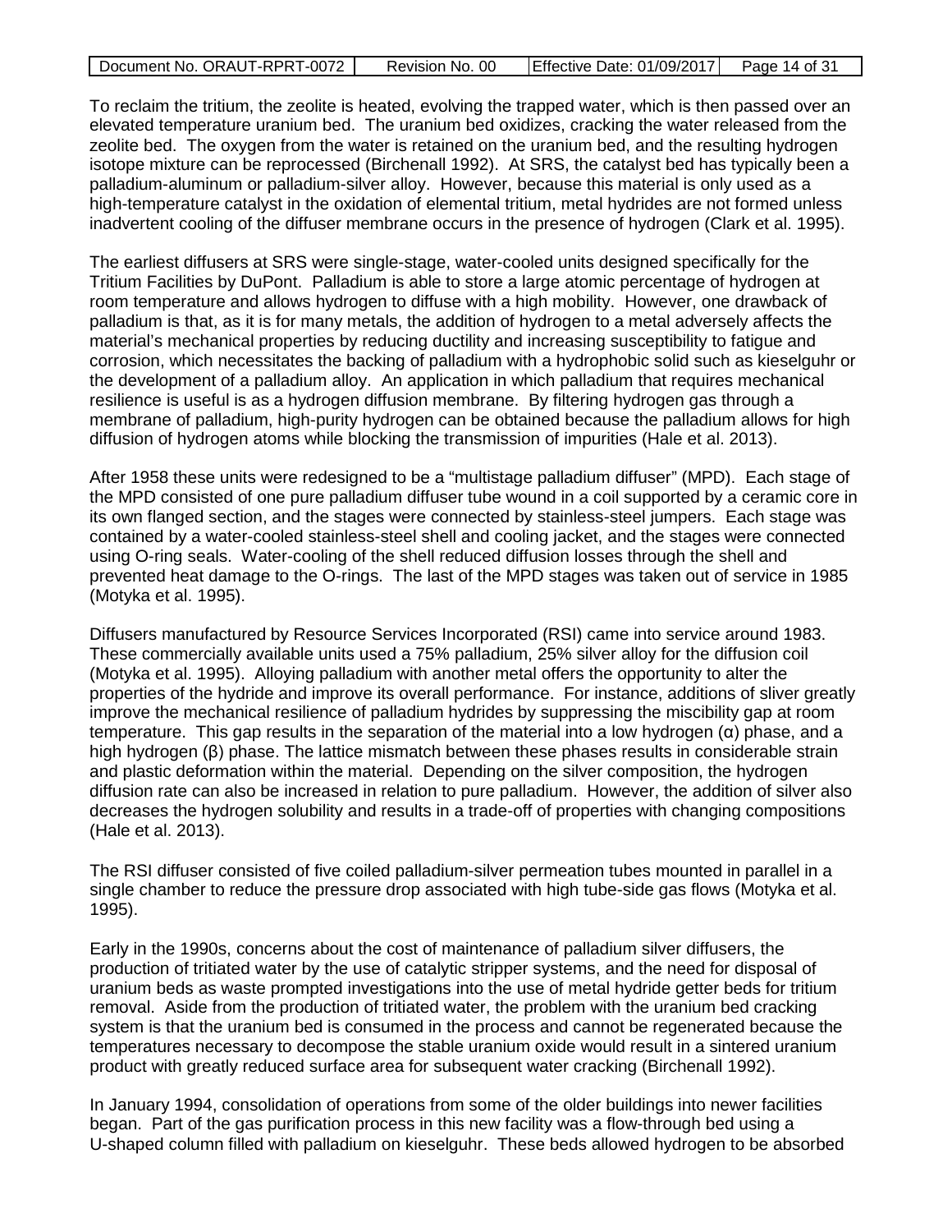To reclaim the tritium, the zeolite is heated, evolving the trapped water, which is then passed over an elevated temperature uranium bed. The uranium bed oxidizes, cracking the water released from the zeolite bed. The oxygen from the water is retained on the uranium bed, and the resulting hydrogen isotope mixture can be reprocessed (Birchenall 1992). At SRS, the catalyst bed has typically been a palladium-aluminum or palladium-silver alloy. However, because this material is only used as a high-temperature catalyst in the oxidation of elemental tritium, metal hydrides are not formed unless inadvertent cooling of the diffuser membrane occurs in the presence of hydrogen (Clark et al. 1995).

The earliest diffusers at SRS were single-stage, water-cooled units designed specifically for the Tritium Facilities by DuPont. Palladium is able to store a large atomic percentage of hydrogen at room temperature and allows hydrogen to diffuse with a high mobility. However, one drawback of palladium is that, as it is for many metals, the addition of hydrogen to a metal adversely affects the material's mechanical properties by reducing ductility and increasing susceptibility to fatigue and corrosion, which necessitates the backing of palladium with a hydrophobic solid such as kieselguhr or the development of a palladium alloy. An application in which palladium that requires mechanical resilience is useful is as a hydrogen diffusion membrane. By filtering hydrogen gas through a membrane of palladium, high-purity hydrogen can be obtained because the palladium allows for high diffusion of hydrogen atoms while blocking the transmission of impurities (Hale et al. 2013).

After 1958 these units were redesigned to be a "multistage palladium diffuser" (MPD). Each stage of the MPD consisted of one pure palladium diffuser tube wound in a coil supported by a ceramic core in its own flanged section, and the stages were connected by stainless-steel jumpers. Each stage was contained by a water-cooled stainless-steel shell and cooling jacket, and the stages were connected using O-ring seals. Water-cooling of the shell reduced diffusion losses through the shell and prevented heat damage to the O-rings. The last of the MPD stages was taken out of service in 1985 (Motyka et al. 1995).

Diffusers manufactured by Resource Services Incorporated (RSI) came into service around 1983. These commercially available units used a 75% palladium, 25% silver alloy for the diffusion coil (Motyka et al. 1995). Alloying palladium with another metal offers the opportunity to alter the properties of the hydride and improve its overall performance. For instance, additions of sliver greatly improve the mechanical resilience of palladium hydrides by suppressing the miscibility gap at room temperature. This gap results in the separation of the material into a low hydrogen (α) phase, and a high hydrogen (β) phase. The lattice mismatch between these phases results in considerable strain and plastic deformation within the material. Depending on the silver composition, the hydrogen diffusion rate can also be increased in relation to pure palladium. However, the addition of silver also decreases the hydrogen solubility and results in a trade-off of properties with changing compositions (Hale et al. 2013).

The RSI diffuser consisted of five coiled palladium-silver permeation tubes mounted in parallel in a single chamber to reduce the pressure drop associated with high tube-side gas flows (Motyka et al. 1995).

Early in the 1990s, concerns about the cost of maintenance of palladium silver diffusers, the production of tritiated water by the use of catalytic stripper systems, and the need for disposal of uranium beds as waste prompted investigations into the use of metal hydride getter beds for tritium removal. Aside from the production of tritiated water, the problem with the uranium bed cracking system is that the uranium bed is consumed in the process and cannot be regenerated because the temperatures necessary to decompose the stable uranium oxide would result in a sintered uranium product with greatly reduced surface area for subsequent water cracking (Birchenall 1992).

In January 1994, consolidation of operations from some of the older buildings into newer facilities began. Part of the gas purification process in this new facility was a flow-through bed using a U-shaped column filled with palladium on kieselguhr. These beds allowed hydrogen to be absorbed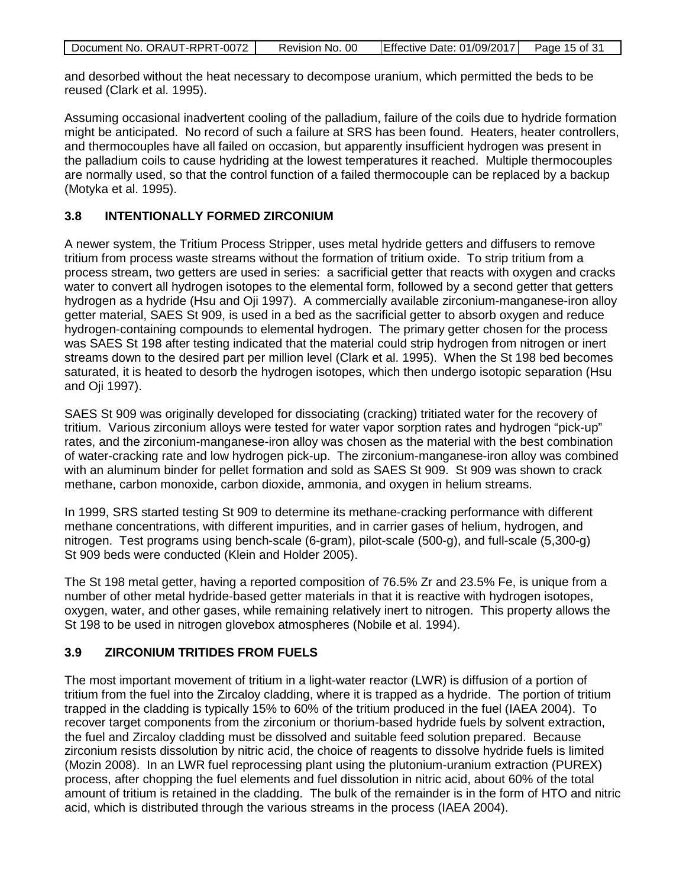and desorbed without the heat necessary to decompose uranium, which permitted the beds to be reused (Clark et al. 1995).

Assuming occasional inadvertent cooling of the palladium, failure of the coils due to hydride formation might be anticipated. No record of such a failure at SRS has been found. Heaters, heater controllers, and thermocouples have all failed on occasion, but apparently insufficient hydrogen was present in the palladium coils to cause hydriding at the lowest temperatures it reached. Multiple thermocouples are normally used, so that the control function of a failed thermocouple can be replaced by a backup (Motyka et al. 1995).

### 3.8 INTENTIONALLY FORMED ZIRCONIUM

A newer system, the Tritium Process Stripper, uses metal hydride getters and diffusers to remove tritium from process waste streams without the formation of tritium oxide. To strip tritium from a process stream, two getters are used in series: a sacrificial getter that reacts with oxygen and cracks water to convert all hydrogen isotopes to the elemental form, followed by a second getter that getters hydrogen as a hydride (Hsu and Oji 1997). A commercially available zirconium-manganese-iron alloy getter material, SAES St 909, is used in a bed as the sacrificial getter to absorb oxygen and reduce hydrogen-containing compounds to elemental hydrogen. The primary getter chosen for the process was SAES St 198 after testing indicated that the material could strip hydrogen from nitrogen or inert streams down to the desired part per million level (Clark et al. 1995). When the St 198 bed becomes saturated, it is heated to desorb the hydrogen isotopes, which then undergo isotopic separation (Hsu and Oji 1997).

SAES St 909 was originally developed for dissociating (cracking) tritiated water for the recovery of tritium. Various zirconium alloys were tested for water vapor sorption rates and hydrogen "pick-up" rates, and the zirconium-manganese-iron alloy was chosen as the material with the best combination of water-cracking rate and low hydrogen pick-up. The zirconium-manganese-iron alloy was combined with an aluminum binder for pellet formation and sold as SAES St 909. St 909 was shown to crack methane, carbon monoxide, carbon dioxide, ammonia, and oxygen in helium streams.

In 1999, SRS started testing St 909 to determine its methane-cracking performance with different methane concentrations, with different impurities, and in carrier gases of helium, hydrogen, and nitrogen. Test programs using bench-scale (6-gram), pilot-scale (500-g), and full-scale (5,300-g) St 909 beds were conducted (Klein and Holder 2005).

The St 198 metal getter, having a reported composition of 76.5% Zr and 23.5% Fe, is unique from a number of other metal hydride-based getter materials in that it is reactive with hydrogen isotopes, oxygen, water, and other gases, while remaining relatively inert to nitrogen. This property allows the St 198 to be used in nitrogen glovebox atmospheres (Nobile et al. 1994).

### 3.9 ZIRCONIUM TRITIDES FROM FUELS

The most important movement of tritium in a light-water reactor (LWR) is diffusion of a portion of tritium from the fuel into the Zircaloy cladding, where it is trapped as a hydride. The portion of tritium trapped in the cladding is typically 15% to 60% of the tritium produced in the fuel (IAEA 2004). To recover target components from the zirconium or thorium-based hydride fuels by solvent extraction, the fuel and Zircaloy cladding must be dissolved and suitable feed solution prepared. Because zirconium resists dissolution by nitric acid, the choice of reagents to dissolve hydride fuels is limited (Mozin 2008). In an LWR fuel reprocessing plant using the plutonium-uranium extraction (PUREX) process, after chopping the fuel elements and fuel dissolution in nitric acid, about 60% of the total amount of tritium is retained in the cladding. The bulk of the remainder is in the form of HTO and nitric acid, which is distributed through the various streams in the process (IAEA 2004).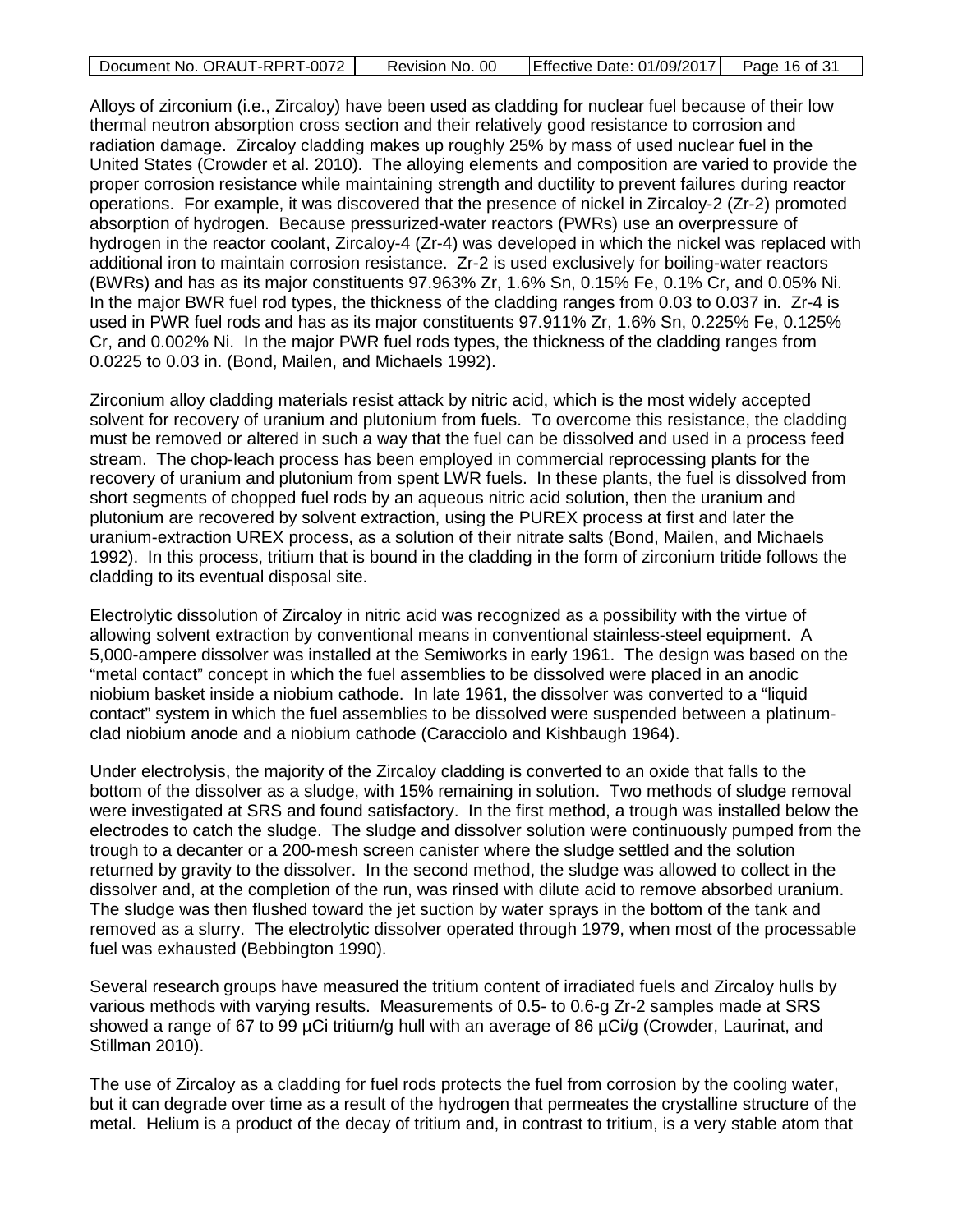Alloys of zirconium (i.e., Zircaloy) have been used as cladding for nuclear fuel because of their low thermal neutron absorption cross section and their relatively good resistance to corrosion and radiation damage. Zircaloy cladding makes up roughly 25% by mass of used nuclear fuel in the United States (Crowder et al. 2010). The alloying elements and composition are varied to provide the proper corrosion resistance while maintaining strength and ductility to prevent failures during reactor operations. For example, it was discovered that the presence of nickel in Zircaloy-2 (Zr-2) promoted absorption of hydrogen. Because pressurized-water reactors (PWRs) use an overpressure of hydrogen in the reactor coolant, Zircaloy-4 (Zr-4) was developed in which the nickel was replaced with additional iron to maintain corrosion resistance. Zr-2 is used exclusively for boiling-water reactors (BWRs) and has as its major constituents 97.963% Zr, 1.6% Sn, 0.15% Fe, 0.1% Cr, and 0.05% Ni. In the major BWR fuel rod types, the thickness of the cladding ranges from 0.03 to 0.037 in. Zr-4 is used in PWR fuel rods and has as its major constituents 97.911% Zr, 1.6% Sn, 0.225% Fe, 0.125% Cr, and 0.002% Ni. In the major PWR fuel rods types, the thickness of the cladding ranges from 0.0225 to 0.03 in. (Bond, Mailen, and Michaels 1992).

Zirconium alloy cladding materials resist attack by nitric acid, which is the most widely accepted solvent for recovery of uranium and plutonium from fuels. To overcome this resistance, the cladding must be removed or altered in such a way that the fuel can be dissolved and used in a process feed stream. The chop-leach process has been employed in commercial reprocessing plants for the recovery of uranium and plutonium from spent LWR fuels. In these plants, the fuel is dissolved from short segments of chopped fuel rods by an aqueous nitric acid solution, then the uranium and plutonium are recovered by solvent extraction, using the PUREX process at first and later the uranium-extraction UREX process, as a solution of their nitrate salts (Bond, Mailen, and Michaels 1992). In this process, tritium that is bound in the cladding in the form of zirconium tritide follows the cladding to its eventual disposal site.

Electrolytic dissolution of Zircaloy in nitric acid was recognized as a possibility with the virtue of allowing solvent extraction by conventional means in conventional stainless-steel equipment. A 5,000-ampere dissolver was installed at the Semiworks in early 1961. The design was based on the "metal contact" concept in which the fuel assemblies to be dissolved were placed in an anodic niobium basket inside a niobium cathode. In late 1961, the dissolver was converted to a "liquid contact" system in which the fuel assemblies to be dissolved were suspended between a platinum-clad niobium anode and a niobium cathode (Caracciolo and Kishbaugh 1964).

Under electrolysis, the majority of the Zircaloy cladding is converted to an oxide that falls to the bottom of the dissolver as a sludge, with 15% remaining in solution. Two methods of sludge removal were investigated at SRS and found satisfactory. In the first method, a trough was installed below the electrodes to catch the sludge. The sludge and dissolver solution were continuously pumped from the trough to a decanter or a 200-mesh screen canister where the sludge settled and the solution returned by gravity to the dissolver. In the second method, the sludge was allowed to collect in the dissolver and, at the completion of the run, was rinsed with dilute acid to remove absorbed uranium. The sludge was then flushed toward the jet suction by water sprays in the bottom of the tank and removed as a slurry. The electrolytic dissolver operated through 1979, when most of the processable fuel was exhausted (Bebbington 1990).

Several research groups have measured the tritium content of irradiated fuels and Zircaloy hulls by various methods with varying results. Measurements of 0.5- to 0.6-g Zr-2 samples made at SRS showed a range of 67 to 99 µCi tritium/g hull with an average of 86 µCi/g (Crowder, Laurinat, and Stillman 2010).

The use of Zircaloy as a cladding for fuel rods protects the fuel from corrosion by the cooling water, but it can degrade over time as a result of the hydrogen that permeates the crystalline structure of the metal. Helium is a product of the decay of tritium and, in contrast to tritium, is a very stable atom that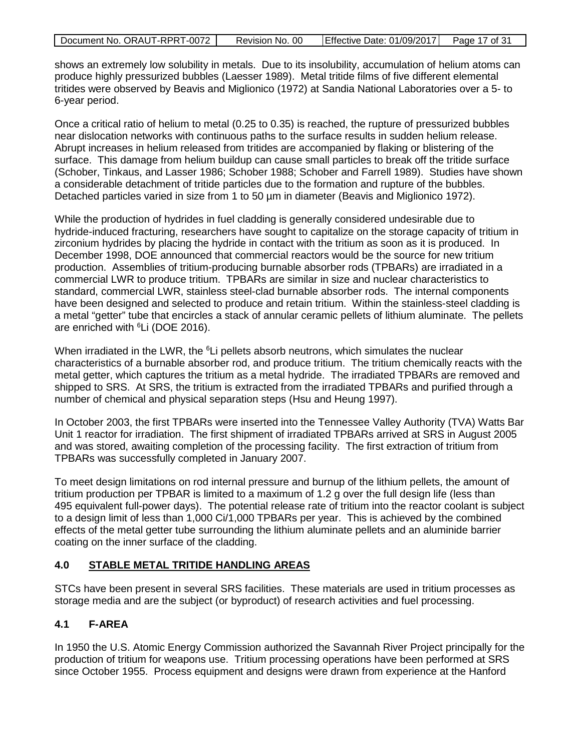shows an extremely low solubility in metals. Due to its insolubility, accumulation of helium atoms can produce highly pressurized bubbles (Laesser 1989). Metal tritide films of five different elemental tritides were observed by Beavis and Miglionico (1972) at Sandia National Laboratories over a 5- to 6-year period.

Once a critical ratio of helium to metal (0.25 to 0.35) is reached, the rupture of pressurized bubbles near dislocation networks with continuous paths to the surface results in sudden helium release. Abrupt increases in helium released from tritides are accompanied by flaking or blistering of the surface. This damage from helium buildup can cause small particles to break off the tritide surface (Schober, Tinkaus, and Lasser 1986; Schober 1988; Schober and Farrell 1989). Studies have shown a considerable detachment of tritide particles due to the formation and rupture of the bubbles. Detached particles varied in size from 1 to 50 µm in diameter (Beavis and Miglionico 1972).

While the production of hydrides in fuel cladding is generally considered undesirable due to hydride-induced fracturing, researchers have sought to capitalize on the storage capacity of tritium in zirconium hydrides by placing the hydride in contact with the tritium as soon as it is produced. In December 1998, DOE announced that commercial reactors would be the source for new tritium production. Assemblies of tritium-producing burnable absorber rods (TPBARs) are irradiated in a commercial LWR to produce tritium. TPBARs are similar in size and nuclear characteristics to standard, commercial LWR, stainless steel-clad burnable absorber rods. The internal components have been designed and selected to produce and retain tritium. Within the stainless-steel cladding is a metal "getter" tube that encircles a stack of annular ceramic pellets of lithium aluminate. The pellets are enriched with $^{6}$Li (DOE 2016).

When irradiated in the LWR, the $^{6}$Li pellets absorb neutrons, which simulates the nuclear characteristics of a burnable absorber rod, and produce tritium. The tritium chemically reacts with the metal getter, which captures the tritium as a metal hydride. The irradiated TPBARs are removed and shipped to SRS. At SRS, the tritium is extracted from the irradiated TPBARs and purified through a number of chemical and physical separation steps (Hsu and Heung 1997).

In October 2003, the first TPBARs were inserted into the Tennessee Valley Authority (TVA) Watts Bar Unit 1 reactor for irradiation. The first shipment of irradiated TPBARs arrived at SRS in August 2005 and was stored, awaiting completion of the processing facility. The first extraction of tritium from TPBARs was successfully completed in January 2007.

To meet design limitations on rod internal pressure and burnup of the lithium pellets, the amount of tritium production per TPBAR is limited to a maximum of 1.2 g over the full design life (less than 495 equivalent full-power days). The potential release rate of tritium into the reactor coolant is subject to a design limit of less than 1,000 Ci/1,000 TPBARs per year. This is achieved by the combined effects of the metal getter tube surrounding the lithium aluminate pellets and an aluminide barrier coating on the inner surface of the cladding.

## 4.0 STABLE METAL TRITIDE HANDLING AREAS

STCs have been present in several SRS facilities. These materials are used in tritium processes as storage media and are the subject (or byproduct) of research activities and fuel processing.

### 4.1 F-AREA

In 1950 the U.S. Atomic Energy Commission authorized the Savannah River Project principally for the production of tritium for weapons use. Tritium processing operations have been performed at SRS since October 1955. Process equipment and designs were drawn from experience at the Hanford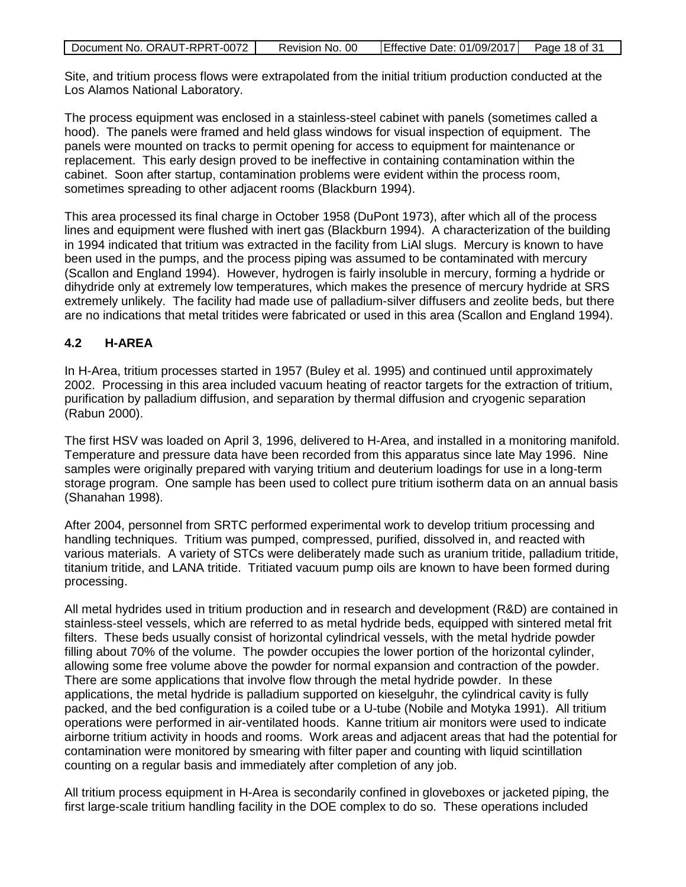Site, and tritium process flows were extrapolated from the initial tritium production conducted at the Los Alamos National Laboratory.

The process equipment was enclosed in a stainless-steel cabinet with panels (sometimes called a hood). The panels were framed and held glass windows for visual inspection of equipment. The panels were mounted on tracks to permit opening for access to equipment for maintenance or replacement. This early design proved to be ineffective in containing contamination within the cabinet. Soon after startup, contamination problems were evident within the process room, sometimes spreading to other adjacent rooms (Blackburn 1994).

This area processed its final charge in October 1958 (DuPont 1973), after which all of the process lines and equipment were flushed with inert gas (Blackburn 1994). A characterization of the building in 1994 indicated that tritium was extracted in the facility from LiAl slugs. Mercury is known to have been used in the pumps, and the process piping was assumed to be contaminated with mercury (Scallon and England 1994). However, hydrogen is fairly insoluble in mercury, forming a hydride or dihydride only at extremely low temperatures, which makes the presence of mercury hydride at SRS extremely unlikely. The facility had made use of palladium-silver diffusers and zeolite beds, but there are no indications that metal tritides were fabricated or used in this area (Scallon and England 1994).

## 4.2 H-AREA

In H-Area, tritium processes started in 1957 (Buley et al. 1995) and continued until approximately 2002. Processing in this area included vacuum heating of reactor targets for the extraction of tritium, purification by palladium diffusion, and separation by thermal diffusion and cryogenic separation (Rabun 2000).

The first HSV was loaded on April 3, 1996, delivered to H-Area, and installed in a monitoring manifold. Temperature and pressure data have been recorded from this apparatus since late May 1996. Nine samples were originally prepared with varying tritium and deuterium loadings for use in a long-term storage program. One sample has been used to collect pure tritium isotherm data on an annual basis (Shanahan 1998).

After 2004, personnel from SRTC performed experimental work to develop tritium processing and handling techniques. Tritium was pumped, compressed, purified, dissolved in, and reacted with various materials. A variety of STCs were deliberately made such as uranium tritide, palladium tritide, titanium tritide, and LANA tritide. Tritiated vacuum pump oils are known to have been formed during processing.

All metal hydrides used in tritium production and in research and development (R&D) are contained in stainless-steel vessels, which are referred to as metal hydride beds, equipped with sintered metal frit filters. These beds usually consist of horizontal cylindrical vessels, with the metal hydride powder filling about 70% of the volume. The powder occupies the lower portion of the horizontal cylinder, allowing some free volume above the powder for normal expansion and contraction of the powder. There are some applications that involve flow through the metal hydride powder. In these applications, the metal hydride is palladium supported on kieselguhr, the cylindrical cavity is fully packed, and the bed configuration is a coiled tube or a U-tube (Nobile and Motyka 1991). All tritium operations were performed in air-ventilated hoods. Kanne tritium air monitors were used to indicate airborne tritium activity in hoods and rooms. Work areas and adjacent areas that had the potential for contamination were monitored by smearing with filter paper and counting with liquid scintillation counting on a regular basis and immediately after completion of any job.

All tritium process equipment in H-Area is secondarily confined in gloveboxes or jacketed piping, the first large-scale tritium handling facility in the DOE complex to do so. These operations included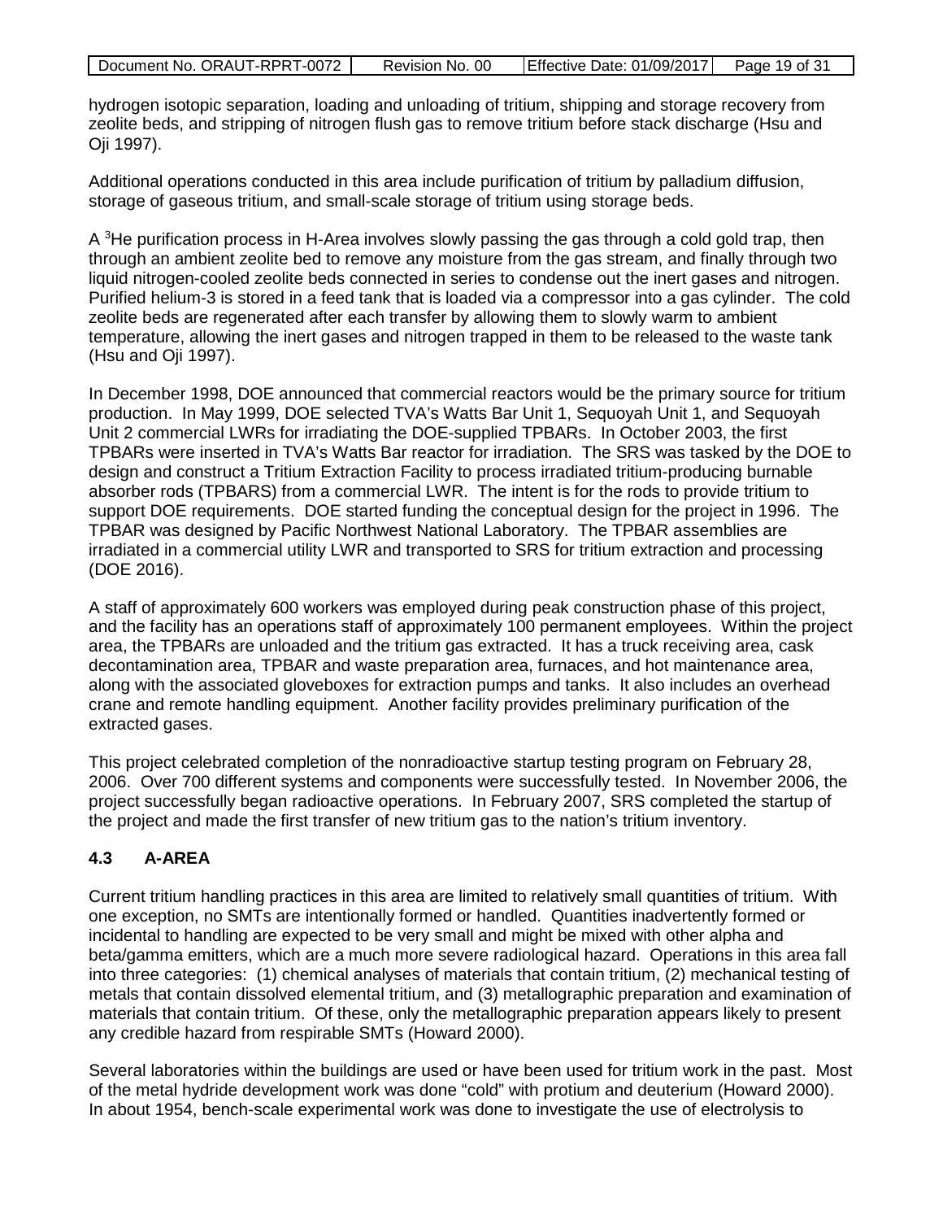hydrogen isotopic separation, loading and unloading of tritium, shipping and storage recovery from zeolite beds, and stripping of nitrogen flush gas to remove tritium before stack discharge (Hsu and Oji 1997).

Additional operations conducted in this area include purification of tritium by palladium diffusion, storage of gaseous tritium, and small-scale storage of tritium using storage beds.

A $^{3}$He purification process in H-Area involves slowly passing the gas through a cold gold trap, then through an ambient zeolite bed to remove any moisture from the gas stream, and finally through two liquid nitrogen-cooled zeolite beds connected in series to condense out the inert gases and nitrogen. Purified helium-3 is stored in a feed tank that is loaded via a compressor into a gas cylinder. The cold zeolite beds are regenerated after each transfer by allowing them to slowly warm to ambient temperature, allowing the inert gases and nitrogen trapped in them to be released to the waste tank (Hsu and Oji 1997).

In December 1998, DOE announced that commercial reactors would be the primary source for tritium production. In May 1999, DOE selected TVA's Watts Bar Unit 1, Sequoyah Unit 1, and Sequoyah Unit 2 commercial LWRs for irradiating the DOE-supplied TPBARs. In October 2003, the first TPBARs were inserted in TVA's Watts Bar reactor for irradiation. The SRS was tasked by the DOE to design and construct a Tritium Extraction Facility to process irradiated tritium-producing burnable absorber rods (TPBARS) from a commercial LWR. The intent is for the rods to provide tritium to support DOE requirements. DOE started funding the conceptual design for the project in 1996. The TPBAR was designed by Pacific Northwest National Laboratory. The TPBAR assemblies are irradiated in a commercial utility LWR and transported to SRS for tritium extraction and processing (DOE 2016).

A staff of approximately 600 workers was employed during peak construction phase of this project, and the facility has an operations staff of approximately 100 permanent employees. Within the project area, the TPBARs are unloaded and the tritium gas extracted. It has a truck receiving area, cask decontamination area, TPBAR and waste preparation area, furnaces, and hot maintenance area, along with the associated gloveboxes for extraction pumps and tanks. It also includes an overhead crane and remote handling equipment. Another facility provides preliminary purification of the extracted gases.

This project celebrated completion of the nonradioactive startup testing program on February 28, 2006. Over 700 different systems and components were successfully tested. In November 2006, the project successfully began radioactive operations. In February 2007, SRS completed the startup of the project and made the first transfer of new tritium gas to the nation's tritium inventory.

## 4.3 A-AREA

Current tritium handling practices in this area are limited to relatively small quantities of tritium. With one exception, no SMTs are intentionally formed or handled. Quantities inadvertently formed or incidental to handling are expected to be very small and might be mixed with other alpha and beta/gamma emitters, which are a much more severe radiological hazard. Operations in this area fall into three categories: (1) chemical analyses of materials that contain tritium, (2) mechanical testing of metals that contain dissolved elemental tritium, and (3) metallographic preparation and examination of materials that contain tritium. Of these, only the metallographic preparation appears likely to present any credible hazard from respirable SMTs (Howard 2000).

Several laboratories within the buildings are used or have been used for tritium work in the past. Most of the metal hydride development work was done "cold" with protium and deuterium (Howard 2000). In about 1954, bench-scale experimental work was done to investigate the use of electrolysis to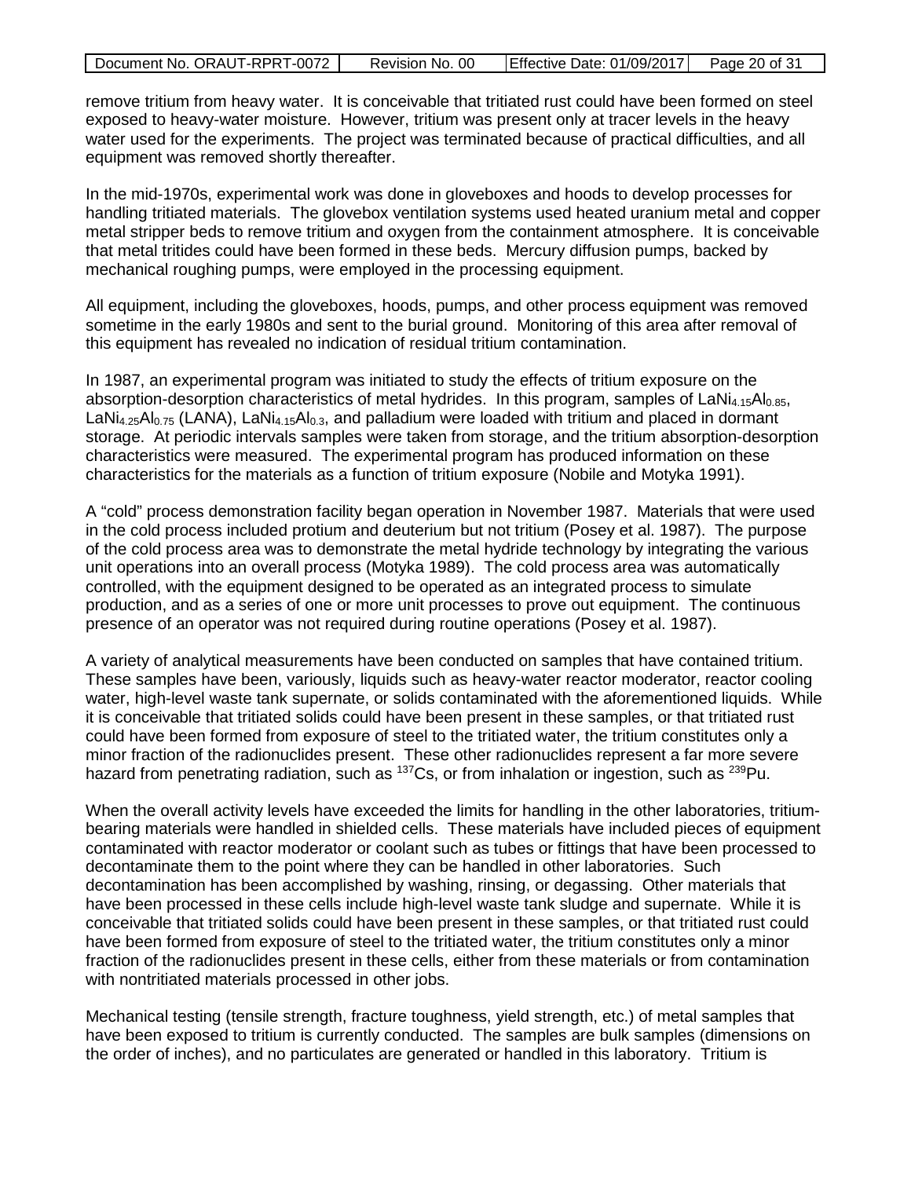remove tritium from heavy water. It is conceivable that tritiated rust could have been formed on steel exposed to heavy-water moisture. However, tritium was present only at tracer levels in the heavy water used for the experiments. The project was terminated because of practical difficulties, and all equipment was removed shortly thereafter.

In the mid-1970s, experimental work was done in gloveboxes and hoods to develop processes for handling tritiated materials. The glovebox ventilation systems used heated uranium metal and copper metal stripper beds to remove tritium and oxygen from the containment atmosphere. It is conceivable that metal tritides could have been formed in these beds. Mercury diffusion pumps, backed by mechanical roughing pumps, were employed in the processing equipment.

All equipment, including the gloveboxes, hoods, pumps, and other process equipment was removed sometime in the early 1980s and sent to the burial ground. Monitoring of this area after removal of this equipment has revealed no indication of residual tritium contamination.

In 1987, an experimental program was initiated to study the effects of tritium exposure on the absorption-desorption characteristics of metal hydrides. In this program, samples of $LaNi_{4.15}Al_{0.85}$, $LaNi_{4.25}Al_{0.75}$ (LANA), $LaNi_{4.15}Al_{0.3}$, and palladium were loaded with tritium and placed in dormant storage. At periodic intervals samples were taken from storage, and the tritium absorption-desorption characteristics were measured. The experimental program has produced information on these characteristics for the materials as a function of tritium exposure (Nobile and Motyka 1991).

A "cold" process demonstration facility began operation in November 1987. Materials that were used in the cold process included protium and deuterium but not tritium (Posey et al. 1987). The purpose of the cold process area was to demonstrate the metal hydride technology by integrating the various unit operations into an overall process (Motyka 1989). The cold process area was automatically controlled, with the equipment designed to be operated as an integrated process to simulate production, and as a series of one or more unit processes to prove out equipment. The continuous presence of an operator was not required during routine operations (Posey et al. 1987).

A variety of analytical measurements have been conducted on samples that have contained tritium. These samples have been, variously, liquids such as heavy-water reactor moderator, reactor cooling water, high-level waste tank supernate, or solids contaminated with the aforementioned liquids. While it is conceivable that tritiated solids could have been present in these samples, or that tritiated rust could have been formed from exposure of steel to the tritiated water, the tritium constitutes only a minor fraction of the radionuclides present. These other radionuclides represent a far more severe hazard from penetrating radiation, such as $^{137}$Cs, or from inhalation or ingestion, such as $^{239}$Pu.

When the overall activity levels have exceeded the limits for handling in the other laboratories, tritium-bearing materials were handled in shielded cells. These materials have included pieces of equipment contaminated with reactor moderator or coolant such as tubes or fittings that have been processed to decontaminate them to the point where they can be handled in other laboratories. Such decontamination has been accomplished by washing, rinsing, or degassing. Other materials that have been processed in these cells include high-level waste tank sludge and supernate. While it is conceivable that tritiated solids could have been present in these samples, or that tritiated rust could have been formed from exposure of steel to the tritiated water, the tritium constitutes only a minor fraction of the radionuclides present in these cells, either from these materials or from contamination with nontritiated materials processed in other jobs.

Mechanical testing (tensile strength, fracture toughness, yield strength, etc.) of metal samples that have been exposed to tritium is currently conducted. The samples are bulk samples (dimensions on the order of inches), and no particulates are generated or handled in this laboratory. Tritium is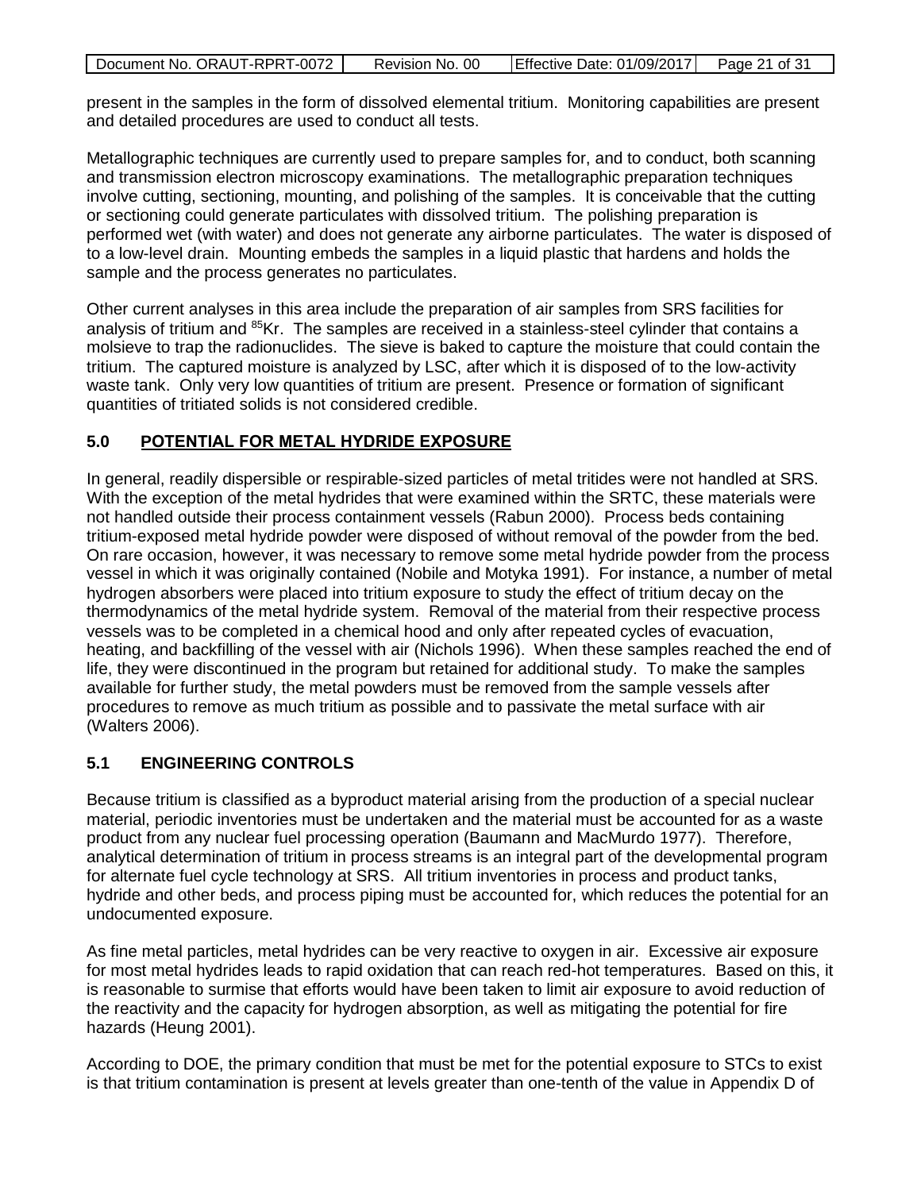present in the samples in the form of dissolved elemental tritium. Monitoring capabilities are present and detailed procedures are used to conduct all tests.

Metallographic techniques are currently used to prepare samples for, and to conduct, both scanning and transmission electron microscopy examinations. The metallographic preparation techniques involve cutting, sectioning, mounting, and polishing of the samples. It is conceivable that the cutting or sectioning could generate particulates with dissolved tritium. The polishing preparation is performed wet (with water) and does not generate any airborne particulates. The water is disposed of to a low-level drain. Mounting embeds the samples in a liquid plastic that hardens and holds the sample and the process generates no particulates.

Other current analyses in this area include the preparation of air samples from SRS facilities for analysis of tritium and $^{85}$Kr. The samples are received in a stainless-steel cylinder that contains a molsieve to trap the radionuclides. The sieve is baked to capture the moisture that could contain the tritium. The captured moisture is analyzed by LSC, after which it is disposed of to the low-activity waste tank. Only very low quantities of tritium are present. Presence or formation of significant quantities of tritiated solids is not considered credible.

## 5.0 POTENTIAL FOR METAL HYDRIDE EXPOSURE

In general, readily dispersible or respirable-sized particles of metal tritides were not handled at SRS. With the exception of the metal hydrides that were examined within the SRTC, these materials were not handled outside their process containment vessels (Rabun 2000). Process beds containing tritium-exposed metal hydride powder were disposed of without removal of the powder from the bed. On rare occasion, however, it was necessary to remove some metal hydride powder from the process vessel in which it was originally contained (Nobile and Motyka 1991). For instance, a number of metal hydrogen absorbers were placed into tritium exposure to study the effect of tritium decay on the thermodynamics of the metal hydride system. Removal of the material from their respective process vessels was to be completed in a chemical hood and only after repeated cycles of evacuation, heating, and backfilling of the vessel with air (Nichols 1996). When these samples reached the end of life, they were discontinued in the program but retained for additional study. To make the samples available for further study, the metal powders must be removed from the sample vessels after procedures to remove as much tritium as possible and to passivate the metal surface with air (Walters 2006).

### 5.1 ENGINEERING CONTROLS

Because tritium is classified as a byproduct material arising from the production of a special nuclear material, periodic inventories must be undertaken and the material must be accounted for as a waste product from any nuclear fuel processing operation (Baumann and MacMurdo 1977). Therefore, analytical determination of tritium in process streams is an integral part of the developmental program for alternate fuel cycle technology at SRS. All tritium inventories in process and product tanks, hydride and other beds, and process piping must be accounted for, which reduces the potential for an undocumented exposure.

As fine metal particles, metal hydrides can be very reactive to oxygen in air. Excessive air exposure for most metal hydrides leads to rapid oxidation that can reach red-hot temperatures. Based on this, it is reasonable to surmise that efforts would have been taken to limit air exposure to avoid reduction of the reactivity and the capacity for hydrogen absorption, as well as mitigating the potential for fire hazards (Heung 2001).

According to DOE, the primary condition that must be met for the potential exposure to STCs to exist is that tritium contamination is present at levels greater than one-tenth of the value in Appendix D of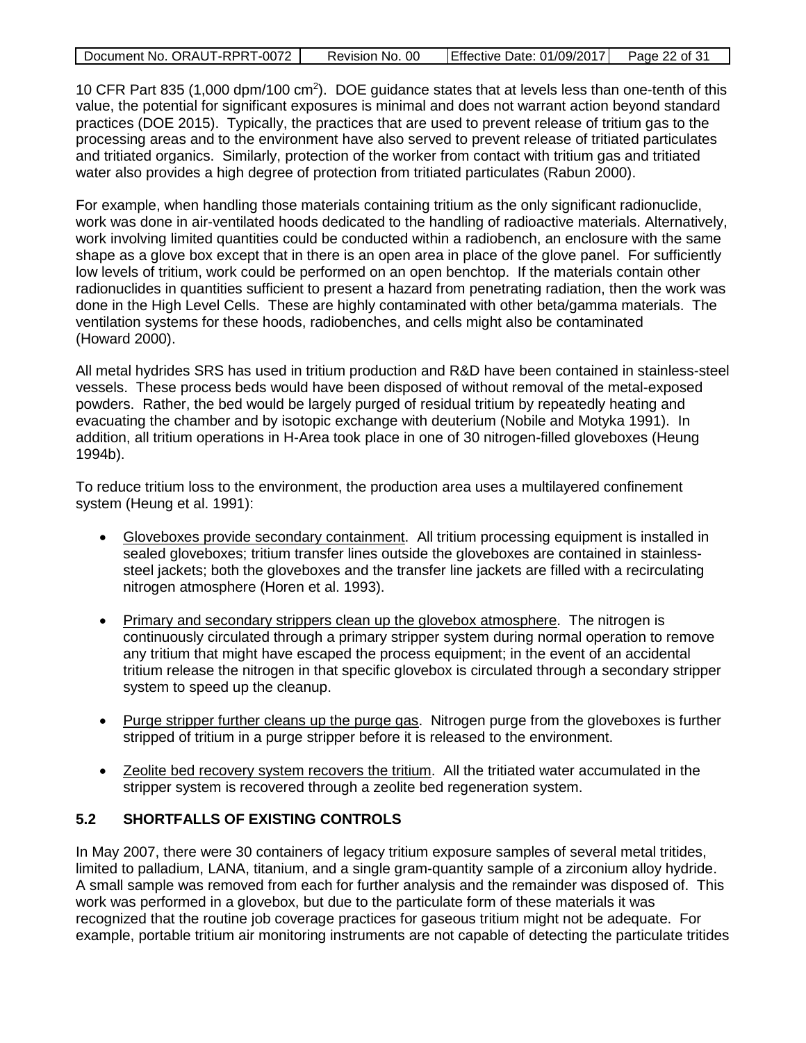10 CFR Part 835 (1,000 dpm/100 $cm^2$). DOE guidance states that at levels less than one-tenth of this value, the potential for significant exposures is minimal and does not warrant action beyond standard practices (DOE 2015). Typically, the practices that are used to prevent release of tritium gas to the processing areas and to the environment have also served to prevent release of tritiated particulates and tritiated organics. Similarly, protection of the worker from contact with tritium gas and tritiated water also provides a high degree of protection from tritiated particulates (Rabun 2000).

For example, when handling those materials containing tritium as the only significant radionuclide, work was done in air-ventilated hoods dedicated to the handling of radioactive materials. Alternatively, work involving limited quantities could be conducted within a radiobench, an enclosure with the same shape as a glove box except that in there is an open area in place of the glove panel. For sufficiently low levels of tritium, work could be performed on an open benchtop. If the materials contain other radionuclides in quantities sufficient to present a hazard from penetrating radiation, then the work was done in the High Level Cells. These are highly contaminated with other beta/gamma materials. The ventilation systems for these hoods, radiobenches, and cells might also be contaminated (Howard 2000).

All metal hydrides SRS has used in tritium production and R&D have been contained in stainless-steel vessels. These process beds would have been disposed of without removal of the metal-exposed powders. Rather, the bed would be largely purged of residual tritium by repeatedly heating and evacuating the chamber and by isotopic exchange with deuterium (Nobile and Motyka 1991). In addition, all tritium operations in H-Area took place in one of 30 nitrogen-filled gloveboxes (Heung 1994b).

To reduce tritium loss to the environment, the production area uses a multilayered confinement system (Heung et al. 1991):

- Gloveboxes provide secondary containment. All tritium processing equipment is installed in sealed gloveboxes; tritium transfer lines outside the gloveboxes are contained in stainless-steel jackets; both the gloveboxes and the transfer line jackets are filled with a recirculating nitrogen atmosphere (Horen et al. 1993).
- Primary and secondary strippers clean up the glovebox atmosphere. The nitrogen is continuously circulated through a primary stripper system during normal operation to remove any tritium that might have escaped the process equipment; in the event of an accidental tritium release the nitrogen in that specific glovebox is circulated through a secondary stripper system to speed up the cleanup.
- Purge stripper further cleans up the purge gas. Nitrogen purge from the gloveboxes is further stripped of tritium in a purge stripper before it is released to the environment.
- Zeolite bed recovery system recovers the tritium. All the tritiated water accumulated in the stripper system is recovered through a zeolite bed regeneration system.

## 5.2 SHORTFALLS OF EXISTING CONTROLS

In May 2007, there were 30 containers of legacy tritium exposure samples of several metal tritides, limited to palladium, LANA, titanium, and a single gram-quantity sample of a zirconium alloy hydride. A small sample was removed from each for further analysis and the remainder was disposed of. This work was performed in a glovebox, but due to the particulate form of these materials it was recognized that the routine job coverage practices for gaseous tritium might not be adequate. For example, portable tritium air monitoring instruments are not capable of detecting the particulate tritides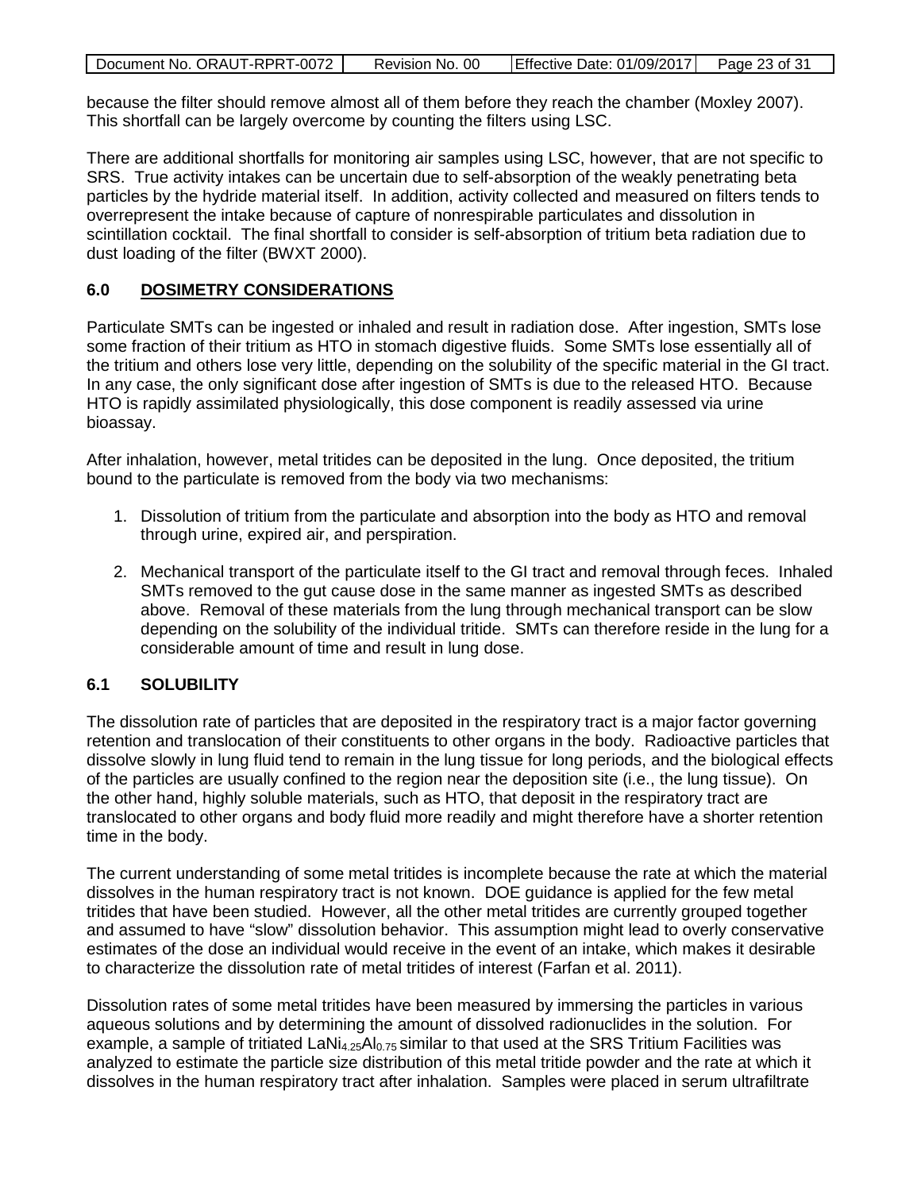because the filter should remove almost all of them before they reach the chamber (Moxley 2007). This shortfall can be largely overcome by counting the filters using LSC.

There are additional shortfalls for monitoring air samples using LSC, however, that are not specific to SRS. True activity intakes can be uncertain due to self-absorption of the weakly penetrating beta particles by the hydride material itself. In addition, activity collected and measured on filters tends to overrepresent the intake because of capture of nonrespirable particulates and dissolution in scintillation cocktail. The final shortfall to consider is self-absorption of tritium beta radiation due to dust loading of the filter (BWXT 2000).

## 6.0 DOSIMETRY CONSIDERATIONS

Particulate SMTs can be ingested or inhaled and result in radiation dose. After ingestion, SMTs lose some fraction of their tritium as HTO in stomach digestive fluids. Some SMTs lose essentially all of the tritium and others lose very little, depending on the solubility of the specific material in the GI tract. In any case, the only significant dose after ingestion of SMTs is due to the released HTO. Because HTO is rapidly assimilated physiologically, this dose component is readily assessed via urine bioassay.

After inhalation, however, metal tritides can be deposited in the lung. Once deposited, the tritium bound to the particulate is removed from the body via two mechanisms:

1. Dissolution of tritium from the particulate and absorption into the body as HTO and removal through urine, expired air, and perspiration.

2. Mechanical transport of the particulate itself to the GI tract and removal through feces. Inhaled SMTs removed to the gut cause dose in the same manner as ingested SMTs as described above. Removal of these materials from the lung through mechanical transport can be slow depending on the solubility of the individual tritide. SMTs can therefore reside in the lung for a considerable amount of time and result in lung dose.

### 6.1 SOLUBILITY

The dissolution rate of particles that are deposited in the respiratory tract is a major factor governing retention and translocation of their constituents to other organs in the body. Radioactive particles that dissolve slowly in lung fluid tend to remain in the lung tissue for long periods, and the biological effects of the particles are usually confined to the region near the deposition site (i.e., the lung tissue). On the other hand, highly soluble materials, such as HTO, that deposit in the respiratory tract are translocated to other organs and body fluid more readily and might therefore have a shorter retention time in the body.

The current understanding of some metal tritides is incomplete because the rate at which the material dissolves in the human respiratory tract is not known. DOE guidance is applied for the few metal tritides that have been studied. However, all the other metal tritides are currently grouped together and assumed to have "slow" dissolution behavior. This assumption might lead to overly conservative estimates of the dose an individual would receive in the event of an intake, which makes it desirable to characterize the dissolution rate of metal tritides of interest (Farfan et al. 2011).

Dissolution rates of some metal tritides have been measured by immersing the particles in various aqueous solutions and by determining the amount of dissolved radionuclides in the solution. For example, a sample of tritiated $LaNi_{4.25}Al_{0.75}$ similar to that used at the SRS Tritium Facilities was analyzed to estimate the particle size distribution of this metal tritide powder and the rate at which it dissolves in the human respiratory tract after inhalation. Samples were placed in serum ultrafiltrate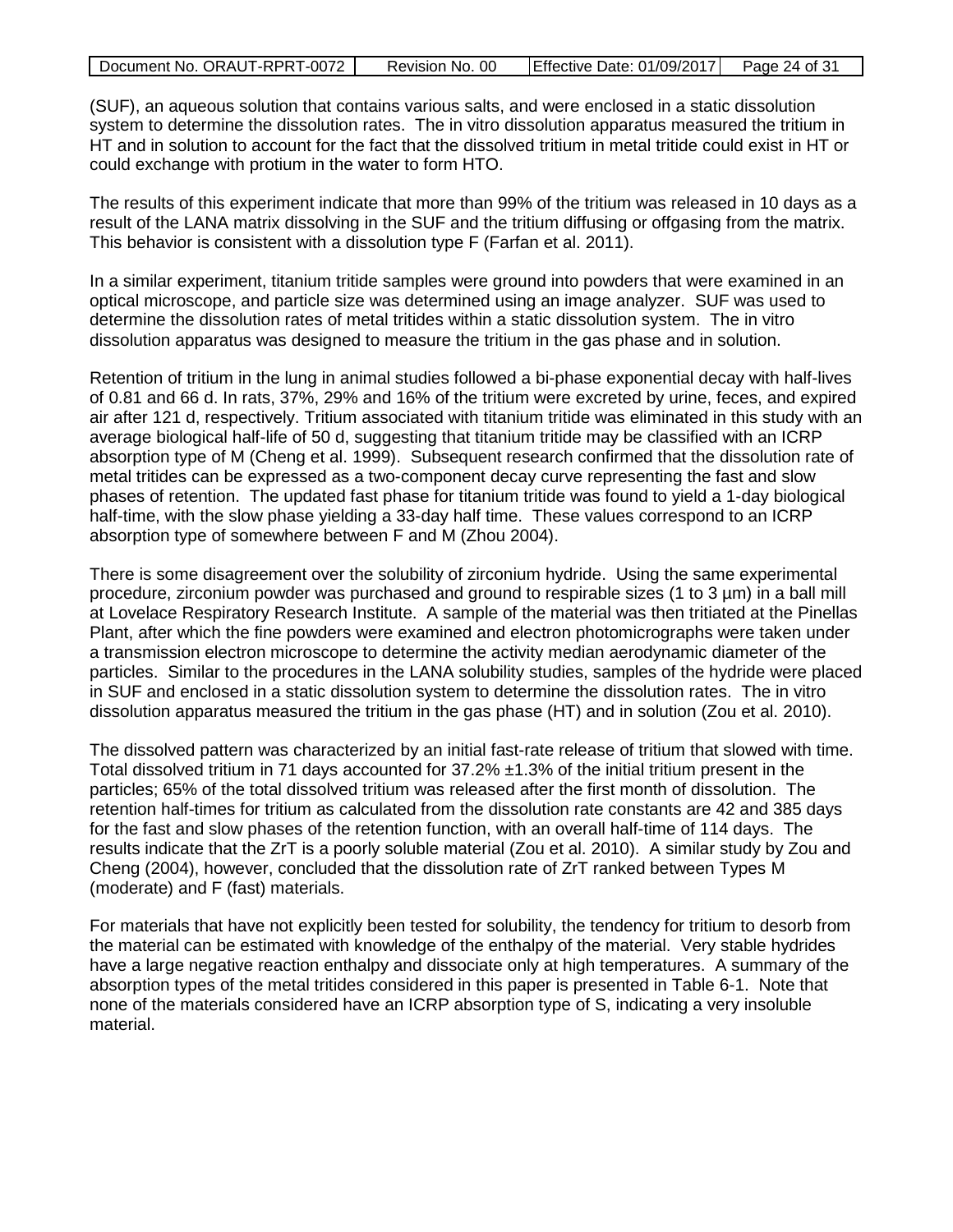(SUF), an aqueous solution that contains various salts, and were enclosed in a static dissolution system to determine the dissolution rates. The in vitro dissolution apparatus measured the tritium in HT and in solution to account for the fact that the dissolved tritium in metal tritide could exist in HT or could exchange with protium in the water to form HTO.

The results of this experiment indicate that more than 99% of the tritium was released in 10 days as a result of the LANA matrix dissolving in the SUF and the tritium diffusing or offgasing from the matrix. This behavior is consistent with a dissolution type F (Farfan et al. 2011).

In a similar experiment, titanium tritide samples were ground into powders that were examined in an optical microscope, and particle size was determined using an image analyzer. SUF was used to determine the dissolution rates of metal tritides within a static dissolution system. The in vitro dissolution apparatus was designed to measure the tritium in the gas phase and in solution.

Retention of tritium in the lung in animal studies followed a bi-phase exponential decay with half-lives of 0.81 and 66 d. In rats, 37%, 29% and 16% of the tritium were excreted by urine, feces, and expired air after 121 d, respectively. Tritium associated with titanium tritide was eliminated in this study with an average biological half-life of 50 d, suggesting that titanium tritide may be classified with an ICRP absorption type of M (Cheng et al. 1999). Subsequent research confirmed that the dissolution rate of metal tritides can be expressed as a two-component decay curve representing the fast and slow phases of retention. The updated fast phase for titanium tritide was found to yield a 1-day biological half-time, with the slow phase yielding a 33-day half time. These values correspond to an ICRP absorption type of somewhere between F and M (Zhou 2004).

There is some disagreement over the solubility of zirconium hydride. Using the same experimental procedure, zirconium powder was purchased and ground to respirable sizes (1 to 3 µm) in a ball mill at Lovelace Respiratory Research Institute. A sample of the material was then tritiated at the Pinellas Plant, after which the fine powders were examined and electron photomicrographs were taken under a transmission electron microscope to determine the activity median aerodynamic diameter of the particles. Similar to the procedures in the LANA solubility studies, samples of the hydride were placed in SUF and enclosed in a static dissolution system to determine the dissolution rates. The in vitro dissolution apparatus measured the tritium in the gas phase (HT) and in solution (Zou et al. 2010).

The dissolved pattern was characterized by an initial fast-rate release of tritium that slowed with time. Total dissolved tritium in 71 days accounted for 37.2% ±1.3% of the initial tritium present in the particles; 65% of the total dissolved tritium was released after the first month of dissolution. The retention half-times for tritium as calculated from the dissolution rate constants are 42 and 385 days for the fast and slow phases of the retention function, with an overall half-time of 114 days. The results indicate that the ZrT is a poorly soluble material (Zou et al. 2010). A similar study by Zou and Cheng (2004), however, concluded that the dissolution rate of ZrT ranked between Types M (moderate) and F (fast) materials.

For materials that have not explicitly been tested for solubility, the tendency for tritium to desorb from the material can be estimated with knowledge of the enthalpy of the material. Very stable hydrides have a large negative reaction enthalpy and dissociate only at high temperatures. A summary of the absorption types of the metal tritides considered in this paper is presented in Table 6-1. Note that none of the materials considered have an ICRP absorption type of S, indicating a very insoluble material.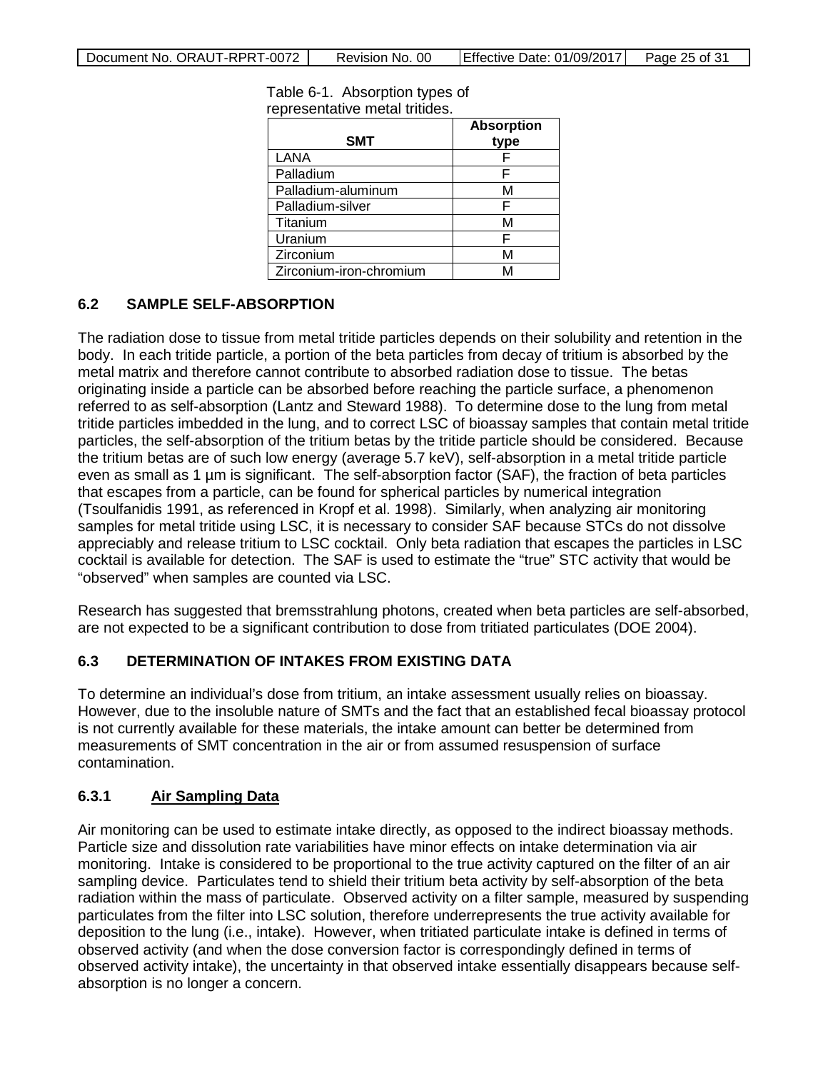Table 6-1. Absorption types of representative metal tritides.

| SMT | Absorption type |
|---|---|
| LANA | F |
| Palladium | F |
| Palladium-aluminum | M |
| Palladium-silver | F |
| Titanium | M |
| Uranium | F |
| Zirconium | M |
| Zirconium-iron-chromium | M |

## 6.2 SAMPLE SELF-ABSORPTION

The radiation dose to tissue from metal tritide particles depends on their solubility and retention in the body. In each tritide particle, a portion of the beta particles from decay of tritium is absorbed by the metal matrix and therefore cannot contribute to absorbed radiation dose to tissue. The betas originating inside a particle can be absorbed before reaching the particle surface, a phenomenon referred to as self-absorption (Lantz and Steward 1988). To determine dose to the lung from metal tritide particles imbedded in the lung, and to correct LSC of bioassay samples that contain metal tritide particles, the self-absorption of the tritium betas by the tritide particle should be considered. Because the tritium betas are of such low energy (average 5.7 keV), self-absorption in a metal tritide particle even as small as 1 μm is significant. The self-absorption factor (SAF), the fraction of beta particles that escapes from a particle, can be found for spherical particles by numerical integration (Tsoulfanidis 1991, as referenced in Kropf et al. 1998). Similarly, when analyzing air monitoring samples for metal tritide using LSC, it is necessary to consider SAF because STCs do not dissolve appreciably and release tritium to LSC cocktail. Only beta radiation that escapes the particles in LSC cocktail is available for detection. The SAF is used to estimate the "true" STC activity that would be "observed" when samples are counted via LSC.

Research has suggested that bremsstrahlung photons, created when beta particles are self-absorbed, are not expected to be a significant contribution to dose from tritiated particulates (DOE 2004).

## 6.3 DETERMINATION OF INTAKES FROM EXISTING DATA

To determine an individual's dose from tritium, an intake assessment usually relies on bioassay. However, due to the insoluble nature of SMTs and the fact that an established fecal bioassay protocol is not currently available for these materials, the intake amount can better be determined from measurements of SMT concentration in the air or from assumed resuspension of surface contamination.

### 6.3.1 Air Sampling Data

Air monitoring can be used to estimate intake directly, as opposed to the indirect bioassay methods. Particle size and dissolution rate variabilities have minor effects on intake determination via air monitoring. Intake is considered to be proportional to the true activity captured on the filter of an air sampling device. Particulates tend to shield their tritium beta activity by self-absorption of the beta radiation within the mass of particulate. Observed activity on a filter sample, measured by suspending particulates from the filter into LSC solution, therefore underrepresents the true activity available for deposition to the lung (i.e., intake). However, when tritiated particulate intake is defined in terms of observed activity (and when the dose conversion factor is correspondingly defined in terms of observed activity intake), the uncertainty in that observed intake essentially disappears because self-absorption is no longer a concern.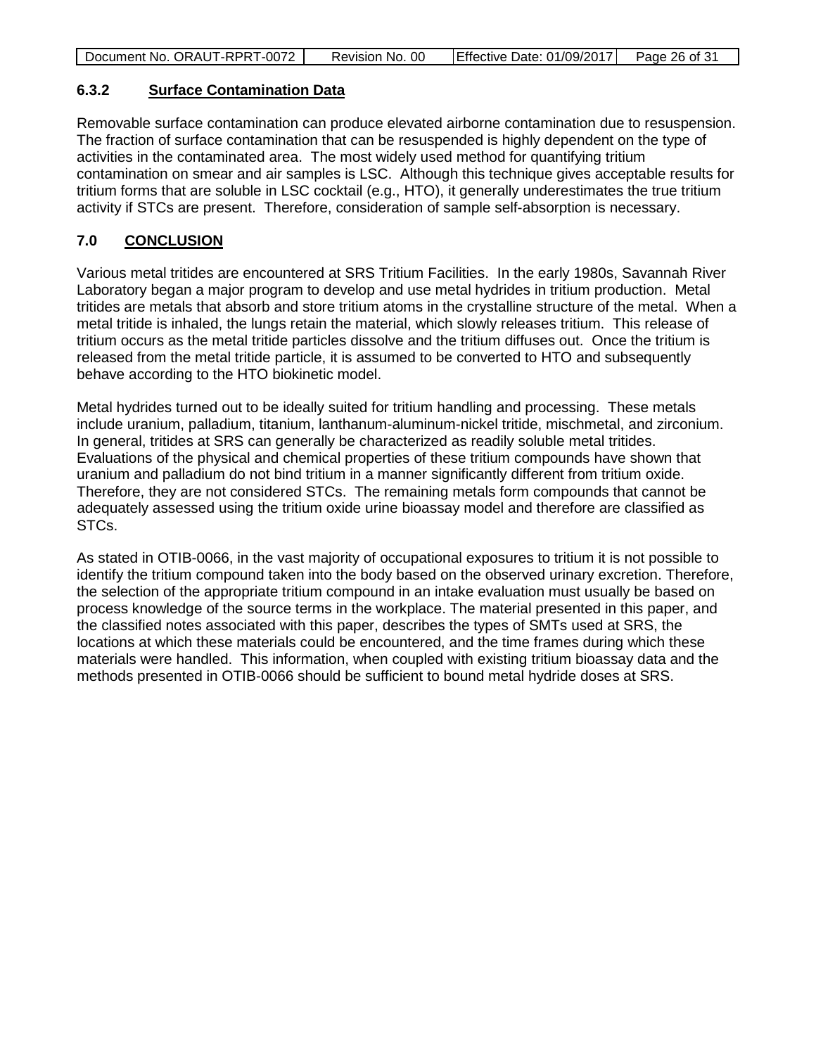### 6.3.2 Surface Contamination Data

Removable surface contamination can produce elevated airborne contamination due to resuspension. The fraction of surface contamination that can be resuspended is highly dependent on the type of activities in the contaminated area. The most widely used method for quantifying tritium contamination on smear and air samples is LSC. Although this technique gives acceptable results for tritium forms that are soluble in LSC cocktail (e.g., HTO), it generally underestimates the true tritium activity if STCs are present. Therefore, consideration of sample self-absorption is necessary.

## 7.0 CONCLUSION

Various metal tritides are encountered at SRS Tritium Facilities. In the early 1980s, Savannah River Laboratory began a major program to develop and use metal hydrides in tritium production. Metal tritides are metals that absorb and store tritium atoms in the crystalline structure of the metal. When a metal tritide is inhaled, the lungs retain the material, which slowly releases tritium. This release of tritium occurs as the metal tritide particles dissolve and the tritium diffuses out. Once the tritium is released from the metal tritide particle, it is assumed to be converted to HTO and subsequently behave according to the HTO biokinetic model.

Metal hydrides turned out to be ideally suited for tritium handling and processing. These metals include uranium, palladium, titanium, lanthanum-aluminum-nickel tritide, mischmetal, and zirconium. In general, tritides at SRS can generally be characterized as readily soluble metal tritides. Evaluations of the physical and chemical properties of these tritium compounds have shown that uranium and palladium do not bind tritium in a manner significantly different from tritium oxide. Therefore, they are not considered STCs. The remaining metals form compounds that cannot be adequately assessed using the tritium oxide urine bioassay model and therefore are classified as STCs.

As stated in OTIB-0066, in the vast majority of occupational exposures to tritium it is not possible to identify the tritium compound taken into the body based on the observed urinary excretion. Therefore, the selection of the appropriate tritium compound in an intake evaluation must usually be based on process knowledge of the source terms in the workplace. The material presented in this paper, and the classified notes associated with this paper, describes the types of SMTs used at SRS, the locations at which these materials could be encountered, and the time frames during which these materials were handled. This information, when coupled with existing tritium bioassay data and the methods presented in OTIB-0066 should be sufficient to bound metal hydride doses at SRS.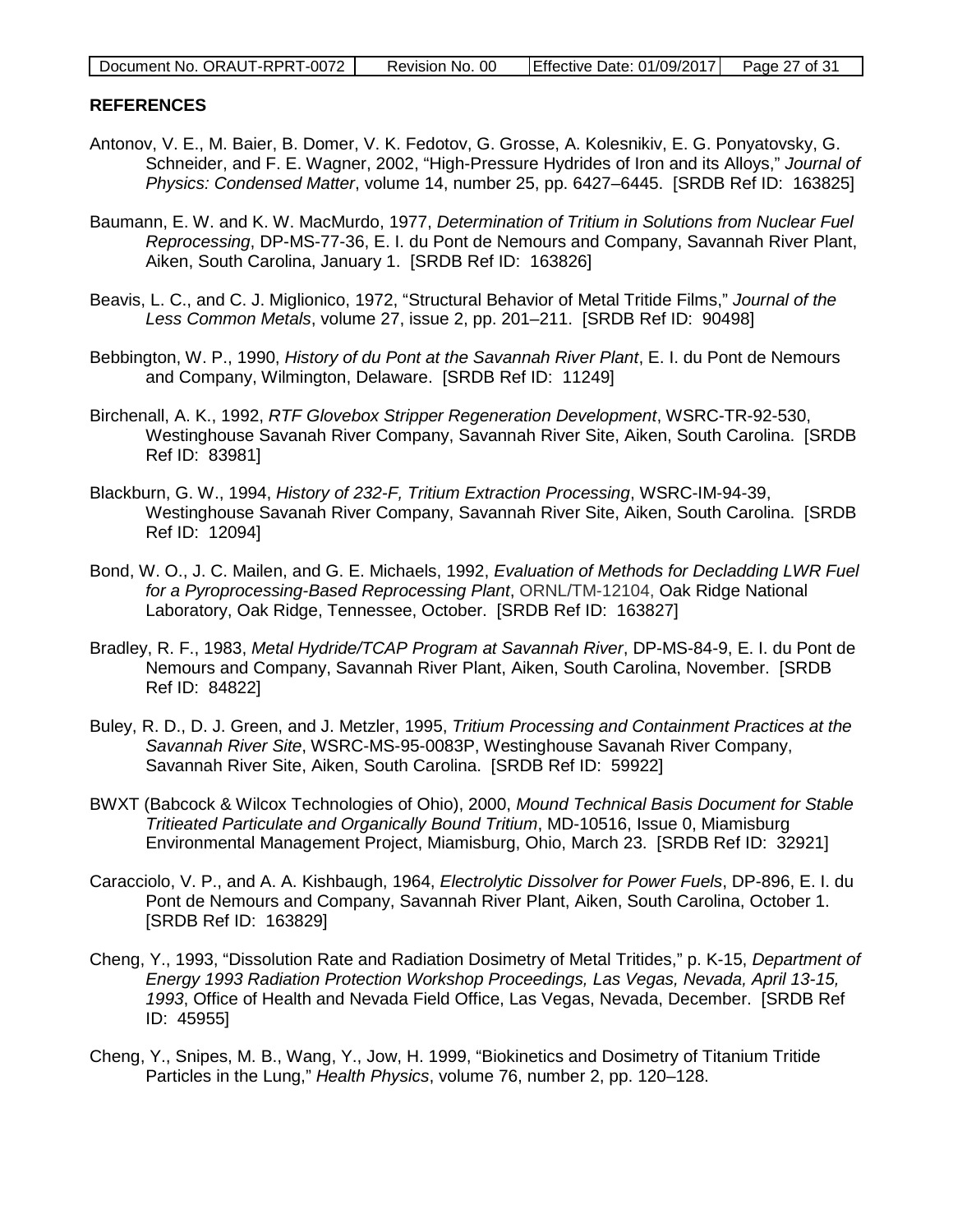## REFERENCES

Antonov, V. E., M. Baier, B. Domer, V. K. Fedotov, G. Grosse, A. Kolesnikiv, E. G. Ponyatovsky, G. Schneider, and F. E. Wagner, 2002, "High-Pressure Hydrides of Iron and its Alloys," *Journal of Physics: Condensed Matter*, volume 14, number 25, pp. 6427–6445. [SRDB Ref ID: 163825]

Baumann, E. W. and K. W. MacMurdo, 1977, *Determination of Tritium in Solutions from Nuclear Fuel Reprocessing*, DP-MS-77-36, E. I. du Pont de Nemours and Company, Savannah River Plant, Aiken, South Carolina, January 1. [SRDB Ref ID: 163826]

Beavis, L. C., and C. J. Miglionico, 1972, "Structural Behavior of Metal Tritide Films," *Journal of the Less Common Metals*, volume 27, issue 2, pp. 201–211. [SRDB Ref ID: 90498]

Bebbington, W. P., 1990, *History of du Pont at the Savannah River Plant*, E. I. du Pont de Nemours and Company, Wilmington, Delaware. [SRDB Ref ID: 11249]

Birchenall, A. K., 1992, *RTF Glovebox Stripper Regeneration Development*, WSRC-TR-92-530, Westinghouse Savanah River Company, Savannah River Site, Aiken, South Carolina. [SRDB Ref ID: 83981]

Blackburn, G. W., 1994, *History of 232-F, Tritium Extraction Processing*, WSRC-IM-94-39, Westinghouse Savanah River Company, Savannah River Site, Aiken, South Carolina. [SRDB Ref ID: 12094]

Bond, W. O., J. C. Mailen, and G. E. Michaels, 1992, *Evaluation of Methods for Decladding LWR Fuel for a Pyroprocessing-Based Reprocessing Plant*, ORNL/TM-12104, Oak Ridge National Laboratory, Oak Ridge, Tennessee, October. [SRDB Ref ID: 163827]

Bradley, R. F., 1983, *Metal Hydride/TCAP Program at Savannah River*, DP-MS-84-9, E. I. du Pont de Nemours and Company, Savannah River Plant, Aiken, South Carolina, November. [SRDB Ref ID: 84822]

Buley, R. D., D. J. Green, and J. Metzler, 1995, *Tritium Processing and Containment Practices at the Savannah River Site*, WSRC-MS-95-0083P, Westinghouse Savanah River Company, Savannah River Site, Aiken, South Carolina. [SRDB Ref ID: 59922]

BWXT (Babcock & Wilcox Technologies of Ohio), 2000, *Mound Technical Basis Document for Stable Tritieated Particulate and Organically Bound Tritium*, MD-10516, Issue 0, Miamisburg Environmental Management Project, Miamisburg, Ohio, March 23. [SRDB Ref ID: 32921]

Caracciolo, V. P., and A. A. Kishbaugh, 1964, *Electrolytic Dissolver for Power Fuels*, DP-896, E. I. du Pont de Nemours and Company, Savannah River Plant, Aiken, South Carolina, October 1. [SRDB Ref ID: 163829]

Cheng, Y., 1993, "Dissolution Rate and Radiation Dosimetry of Metal Tritides," p. K-15, *Department of Energy 1993 Radiation Protection Workshop Proceedings, Las Vegas, Nevada, April 13-15, 1993*, Office of Health and Nevada Field Office, Las Vegas, Nevada, December. [SRDB Ref ID: 45955]

Cheng, Y., Snipes, M. B., Wang, Y., Jow, H. 1999, "Biokinetics and Dosimetry of Titanium Tritide Particles in the Lung," *Health Physics*, volume 76, number 2, pp. 120–128.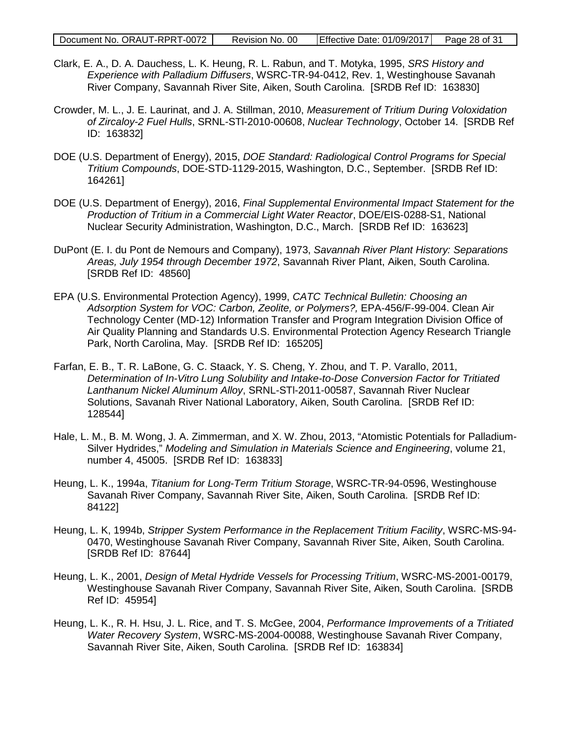Clark, E. A., D. A. Dauchess, L. K. Heung, R. L. Rabun, and T. Motyka, 1995, *SRS History and Experience with Palladium Diffusers*, WSRC-TR-94-0412, Rev. 1, Westinghouse Savanah River Company, Savannah River Site, Aiken, South Carolina. [SRDB Ref ID: 163830]

Crowder, M. L., J. E. Laurinat, and J. A. Stillman, 2010, *Measurement of Tritium During Voloxidation of Zircaloy-2 Fuel Hulls*, SRNL-STI-2010-00608, *Nuclear Technology*, October 14. [SRDB Ref ID: 163832]

DOE (U.S. Department of Energy), 2015, *DOE Standard: Radiological Control Programs for Special Tritium Compounds*, DOE-STD-1129-2015, Washington, D.C., September. [SRDB Ref ID: 164261]

DOE (U.S. Department of Energy), 2016, *Final Supplemental Environmental Impact Statement for the Production of Tritium in a Commercial Light Water Reactor*, DOE/EIS-0288-S1, National Nuclear Security Administration, Washington, D.C., March. [SRDB Ref ID: 163623]

DuPont (E. I. du Pont de Nemours and Company), 1973, *Savannah River Plant History: Separations Areas, July 1954 through December 1972*, Savannah River Plant, Aiken, South Carolina. [SRDB Ref ID: 48560]

EPA (U.S. Environmental Protection Agency), 1999, *CATC Technical Bulletin: Choosing an Adsorption System for VOC: Carbon, Zeolite, or Polymers?,* EPA-456/F-99-004. Clean Air Technology Center (MD-12) Information Transfer and Program Integration Division Office of Air Quality Planning and Standards U.S. Environmental Protection Agency Research Triangle Park, North Carolina, May. [SRDB Ref ID: 165205]

Farfan, E. B., T. R. LaBone, G. C. Staack, Y. S. Cheng, Y. Zhou, and T. P. Varallo, 2011, *Determination of In-Vitro Lung Solubility and Intake-to-Dose Conversion Factor for Tritiated Lanthanum Nickel Aluminum Alloy*, SRNL-STI-2011-00587, Savannah River Nuclear Solutions, Savanah River National Laboratory, Aiken, South Carolina. [SRDB Ref ID: 128544]

Hale, L. M., B. M. Wong, J. A. Zimmerman, and X. W. Zhou, 2013, "Atomistic Potentials for Palladium-Silver Hydrides," *Modeling and Simulation in Materials Science and Engineering*, volume 21, number 4, 45005. [SRDB Ref ID: 163833]

Heung, L. K., 1994a, *Titanium for Long-Term Tritium Storage*, WSRC-TR-94-0596, Westinghouse Savanah River Company, Savannah River Site, Aiken, South Carolina. [SRDB Ref ID: 84122]

Heung, L. K, 1994b, *Stripper System Performance in the Replacement Tritium Facility*, WSRC-MS-94-0470, Westinghouse Savanah River Company, Savannah River Site, Aiken, South Carolina. [SRDB Ref ID: 87644]

Heung, L. K., 2001, *Design of Metal Hydride Vessels for Processing Tritium*, WSRC-MS-2001-00179, Westinghouse Savanah River Company, Savannah River Site, Aiken, South Carolina. [SRDB Ref ID: 45954]

Heung, L. K., R. H. Hsu, J. L. Rice, and T. S. McGee, 2004, *Performance Improvements of a Tritiated Water Recovery System*, WSRC-MS-2004-00088, Westinghouse Savanah River Company, Savannah River Site, Aiken, South Carolina. [SRDB Ref ID: 163834]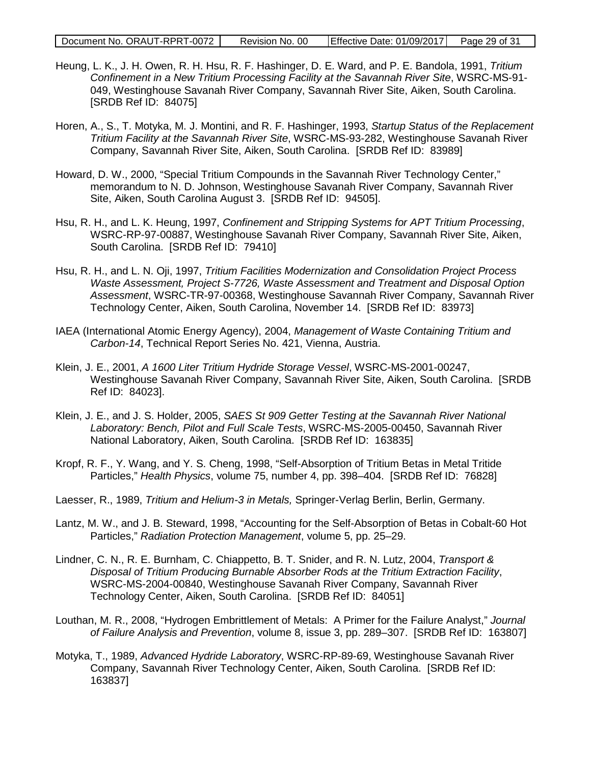Heung, L. K., J. H. Owen, R. H. Hsu, R. F. Hashinger, D. E. Ward, and P. E. Bandola, 1991, *Tritium Confinement in a New Tritium Processing Facility at the Savannah River Site*, WSRC-MS-91-049, Westinghouse Savanah River Company, Savannah River Site, Aiken, South Carolina. [SRDB Ref ID: 84075]

Horen, A., S., T. Motyka, M. J. Montini, and R. F. Hashinger, 1993, *Startup Status of the Replacement Tritium Facility at the Savannah River Site*, WSRC-MS-93-282, Westinghouse Savanah River Company, Savannah River Site, Aiken, South Carolina. [SRDB Ref ID: 83989]

Howard, D. W., 2000, "Special Tritium Compounds in the Savannah River Technology Center," memorandum to N. D. Johnson, Westinghouse Savannah River Company, Savannah River Site, Aiken, South Carolina August 3. [SRDB Ref ID: 94505].

Hsu, R. H., and L. K. Heung, 1997, *Confinement and Stripping Systems for APT Tritium Processing*, WSRC-RP-97-00887, Westinghouse Savannah River Company, Savannah River Site, Aiken, South Carolina. [SRDB Ref ID: 79410]

Hsu, R. H., and L. N. Oji, 1997, *Tritium Facilities Modernization and Consolidation Project Process Waste Assessment, Project S-7726, Waste Assessment and Treatment and Disposal Option Assessment*, WSRC-TR-97-00368, Westinghouse Savannah River Company, Savannah River Technology Center, Aiken, South Carolina, November 14. [SRDB Ref ID: 83973]

IAEA (International Atomic Energy Agency), 2004, *Management of Waste Containing Tritium and Carbon-14*, Technical Report Series No. 421, Vienna, Austria.

Klein, J. E., 2001, *A 1600 Liter Tritium Hydride Storage Vessel*, WSRC-MS-2001-00247, Westinghouse Savanah River Company, Savannah River Site, Aiken, South Carolina. [SRDB Ref ID: 84023].

Klein, J. E., and J. S. Holder, 2005, *SAES St 909 Getter Testing at the Savannah River National Laboratory: Bench, Pilot and Full Scale Tests*, WSRC-MS-2005-00450, Savannah River National Laboratory, Aiken, South Carolina. [SRDB Ref ID: 163835]

Kropf, R. F., Y. Wang, and Y. S. Cheng, 1998, "Self-Absorption of Tritium Betas in Metal Tritide Particles," *Health Physics*, volume 75, number 4, pp. 398–404. [SRDB Ref ID: 76828]

Laesser, R., 1989, *Tritium and Helium-3 in Metals,* Springer-Verlag Berlin, Berlin, Germany.

Lantz, M. W., and J. B. Steward, 1998, "Accounting for the Self-Absorption of Betas in Cobalt-60 Hot Particles," *Radiation Protection Management*, volume 5, pp. 25–29.

Lindner, C. N., R. E. Burnham, C. Chiappetto, B. T. Snider, and R. N. Lutz, 2004, *Transport & Disposal of Tritium Producing Burnable Absorber Rods at the Tritium Extraction Facility*, WSRC-MS-2004-00840, Westinghouse Savannah River Company, Savannah River Technology Center, Aiken, South Carolina. [SRDB Ref ID: 84051]

Louthan, M. R., 2008, "Hydrogen Embrittlement of Metals: A Primer for the Failure Analyst," *Journal of Failure Analysis and Prevention*, volume 8, issue 3, pp. 289–307. [SRDB Ref ID: 163807]

Motyka, T., 1989, *Advanced Hydride Laboratory*, WSRC-RP-89-69, Westinghouse Savanah River Company, Savannah River Technology Center, Aiken, South Carolina. [SRDB Ref ID: 163837]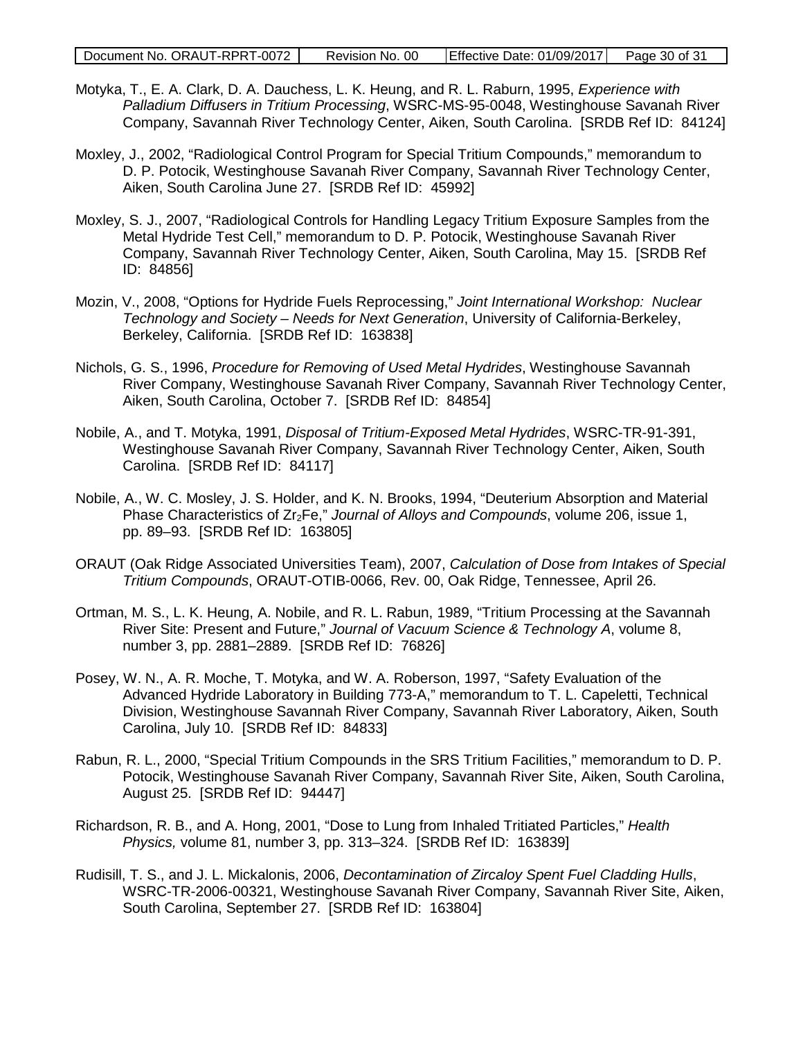Motyka, T., E. A. Clark, D. A. Dauchess, L. K. Heung, and R. L. Raburn, 1995, *Experience with Palladium Diffusers in Tritium Processing*, WSRC-MS-95-0048, Westinghouse Savanah River Company, Savannah River Technology Center, Aiken, South Carolina. [SRDB Ref ID: 84124]

Moxley, J., 2002, "Radiological Control Program for Special Tritium Compounds," memorandum to D. P. Potocik, Westinghouse Savanah River Company, Savannah River Technology Center, Aiken, South Carolina June 27. [SRDB Ref ID: 45992]

Moxley, S. J., 2007, "Radiological Controls for Handling Legacy Tritium Exposure Samples from the Metal Hydride Test Cell," memorandum to D. P. Potocik, Westinghouse Savanah River Company, Savannah River Technology Center, Aiken, South Carolina, May 15. [SRDB Ref ID: 84856]

Mozin, V., 2008, "Options for Hydride Fuels Reprocessing," *Joint International Workshop: Nuclear Technology and Society – Needs for Next Generation*, University of California-Berkeley, Berkeley, California. [SRDB Ref ID: 163838]

Nichols, G. S., 1996, *Procedure for Removing of Used Metal Hydrides*, Westinghouse Savannah River Company, Westinghouse Savannah River Company, Savannah River Technology Center, Aiken, South Carolina, October 7. [SRDB Ref ID: 84854]

Nobile, A., and T. Motyka, 1991, *Disposal of Tritium-Exposed Metal Hydrides*, WSRC-TR-91-391, Westinghouse Savannah River Company, Savannah River Technology Center, Aiken, South Carolina. [SRDB Ref ID: 84117]

Nobile, A., W. C. Mosley, J. S. Holder, and K. N. Brooks, 1994, "Deuterium Absorption and Material Phase Characteristics of $Zr_2Fe$," *Journal of Alloys and Compounds*, volume 206, issue 1, pp. 89–93. [SRDB Ref ID: 163805]

ORAUT (Oak Ridge Associated Universities Team), 2007, *Calculation of Dose from Intakes of Special Tritium Compounds*, ORAUT-OTIB-0066, Rev. 00, Oak Ridge, Tennessee, April 26.

Ortman, M. S., L. K. Heung, A. Nobile, and R. L. Rabun, 1989, "Tritium Processing at the Savannah River Site: Present and Future," *Journal of Vacuum Science & Technology A*, volume 8, number 3, pp. 2881–2889. [SRDB Ref ID: 76826]

Posey, W. N., A. R. Moche, T. Motyka, and W. A. Roberson, 1997, "Safety Evaluation of the Advanced Hydride Laboratory in Building 773-A," memorandum to T. L. Capeletti, Technical Division, Westinghouse Savannah River Company, Savannah River Laboratory, Aiken, South Carolina, July 10. [SRDB Ref ID: 84833]

Rabun, R. L., 2000, "Special Tritium Compounds in the SRS Tritium Facilities," memorandum to D. P. Potocik, Westinghouse Savanah River Company, Savannah River Site, Aiken, South Carolina, August 25. [SRDB Ref ID: 94447]

Richardson, R. B., and A. Hong, 2001, "Dose to Lung from Inhaled Tritiated Particles," *Health Physics,* volume 81, number 3, pp. 313–324. [SRDB Ref ID: 163839]

Rudisill, T. S., and J. L. Mickalonis, 2006, *Decontamination of Zircaloy Spent Fuel Cladding Hulls*, WSRC-TR-2006-00321, Westinghouse Savannah River Company, Savannah River Site, Aiken, South Carolina, September 27. [SRDB Ref ID: 163804]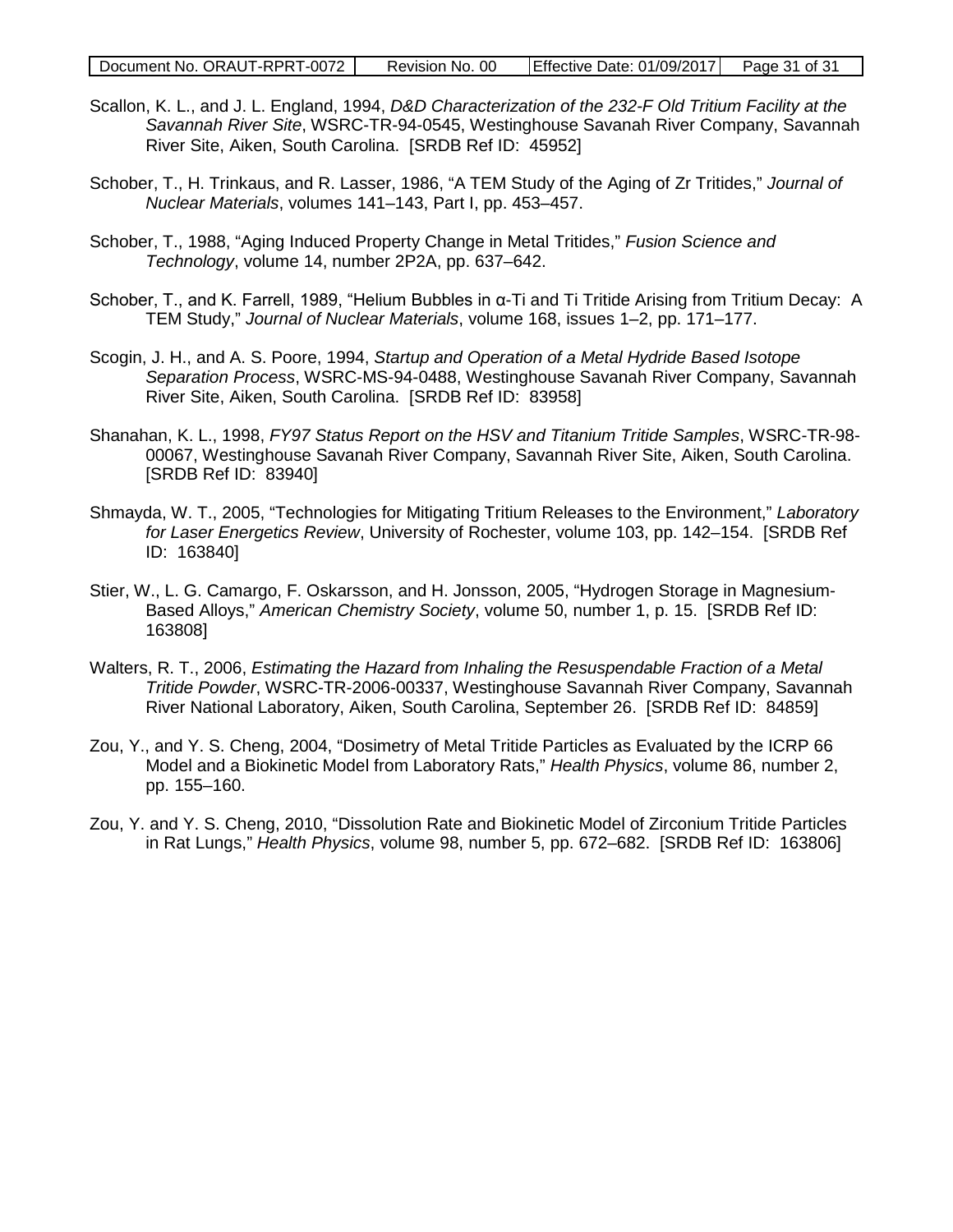Scallon, K. L., and J. L. England, 1994, *D&D Characterization of the 232-F Old Tritium Facility at the Savannah River Site*, WSRC-TR-94-0545, Westinghouse Savanah River Company, Savannah River Site, Aiken, South Carolina. [SRDB Ref ID: 45952]

Schober, T., H. Trinkaus, and R. Lasser, 1986, "A TEM Study of the Aging of Zr Tritides," *Journal of Nuclear Materials*, volumes 141–143, Part I, pp. 453–457.

Schober, T., 1988, "Aging Induced Property Change in Metal Tritides," *Fusion Science and Technology*, volume 14, number 2P2A, pp. 637–642.

Schober, T., and K. Farrell, 1989, "Helium Bubbles in α-Ti and Ti Tritide Arising from Tritium Decay: A TEM Study," *Journal of Nuclear Materials*, volume 168, issues 1–2, pp. 171–177.

Scogin, J. H., and A. S. Poore, 1994, *Startup and Operation of a Metal Hydride Based Isotope Separation Process*, WSRC-MS-94-0488, Westinghouse Savanah River Company, Savannah River Site, Aiken, South Carolina. [SRDB Ref ID: 83958]

Shanahan, K. L., 1998, *FY97 Status Report on the HSV and Titanium Tritide Samples*, WSRC-TR-98-00067, Westinghouse Savanah River Company, Savannah River Site, Aiken, South Carolina. [SRDB Ref ID: 83940]

Shmayda, W. T., 2005, "Technologies for Mitigating Tritium Releases to the Environment," *Laboratory for Laser Energetics Review*, University of Rochester, volume 103, pp. 142–154. [SRDB Ref ID: 163840]

Stier, W., L. G. Camargo, F. Oskarsson, and H. Jonsson, 2005, "Hydrogen Storage in Magnesium-Based Alloys," *American Chemistry Society*, volume 50, number 1, p. 15. [SRDB Ref ID: 163808]

Walters, R. T., 2006, *Estimating the Hazard from Inhaling the Resuspendable Fraction of a Metal Tritide Powder*, WSRC-TR-2006-00337, Westinghouse Savannah River Company, Savannah River National Laboratory, Aiken, South Carolina, September 26. [SRDB Ref ID: 84859]

Zou, Y., and Y. S. Cheng, 2004, "Dosimetry of Metal Tritide Particles as Evaluated by the ICRP 66 Model and a Biokinetic Model from Laboratory Rats," *Health Physics*, volume 86, number 2, pp. 155–160.

Zou, Y. and Y. S. Cheng, 2010, "Dissolution Rate and Biokinetic Model of Zirconium Tritide Particles in Rat Lungs," *Health Physics*, volume 98, number 5, pp. 672–682. [SRDB Ref ID: 163806]